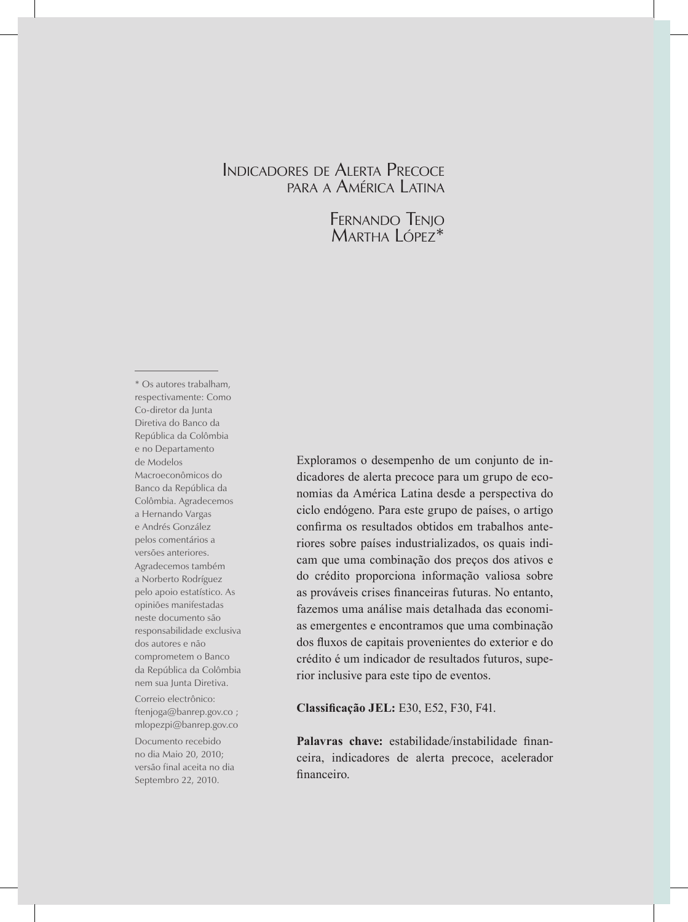# Indicadores de Alerta Precoce para a América Latina

**Fernando Tenjo**
**Martha López***

---

* Os autores trabalham, respectivamente: Como Co-diretor da Junta Diretiva do Banco da República da Colômbia e no Departamento de Modelos Macroeconômicos do Banco da República da Colômbia. Agradecemos a Hernando Vargas e Andrés González pelos comentários a versões anteriores. Agradecemos também a Norberto Rodríguez pelo apoio estatístico. As opiniões manifestadas neste documento são responsabilidade exclusiva dos autores e não comprometem o Banco da República da Colômbia nem sua Junta Diretiva.

Correio electrônico: ftenjoga@banrep.gov.co ; mlopezpi@banrep.gov.co

Documento recebido no dia Maio 20, 2010; versão final aceita no dia Septembro 22, 2010.

Exploramos o desempenho de um conjunto de indicadores de alerta precoce para um grupo de economias da América Latina desde a perspectiva do ciclo endógeno. Para este grupo de países, o artigo confirma os resultados obtidos em trabalhos anteriores sobre países industrializados, os quais indicam que uma combinação dos preços dos ativos e do crédito proporciona informação valiosa sobre as prováveis crises financeiras futuras. No entanto, fazemos uma análise mais detalhada das economias emergentes e encontramos que uma combinação dos fluxos de capitais provenientes do exterior e do crédito é um indicador de resultados futuros, superior inclusive para este tipo de eventos.

**Classificação JEL:** E30, E52, F30, F41.

**Palavras chave:** estabilidade/instabilidade financeira, indicadores de alerta precoce, acelerador financeiro.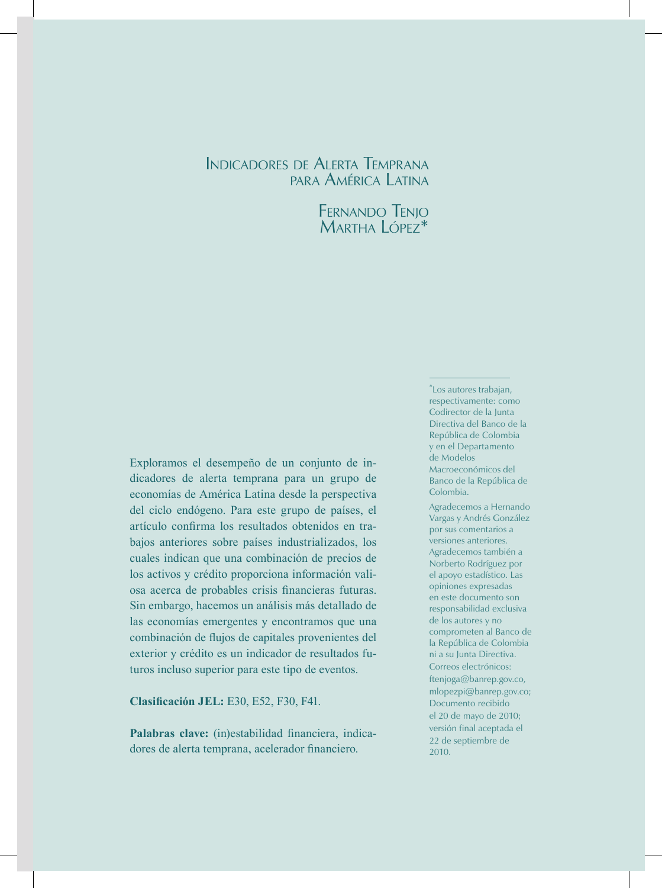# Indicadores de Alerta Temprana para América Latina

Fernando Tenjo
Martha López*

Exploramos el desempeño de un conjunto de indicadores de alerta temprana para un grupo de economías de América Latina desde la perspectiva del ciclo endógeno. Para este grupo de países, el artículo confirma los resultados obtenidos en trabajos anteriores sobre países industrializados, los cuales indican que una combinación de precios de los activos y crédito proporciona información valiosa acerca de probables crisis financieras futuras. Sin embargo, hacemos un análisis más detallado de las economías emergentes y encontramos que una combinación de flujos de capitales provenientes del exterior y crédito es un indicador de resultados futuros incluso superior para este tipo de eventos.

**Clasificación JEL:** E30, E52, F30, F41.

**Palabras clave:** (in)estabilidad financiera, indicadores de alerta temprana, acelerador financiero.

---

*Los autores trabajan, respectivamente: como Codirector de la Junta Directiva del Banco de la República de Colombia y en el Departamento de Modelos Macroeconómicos del Banco de la República de Colombia.

Agradecemos a Hernando Vargas y Andrés González por sus comentarios a versiones anteriores. Agradecemos también a Norberto Rodríguez por el apoyo estadístico. Las opiniones expresadas en este documento son responsabilidad exclusiva de los autores y no comprometen al Banco de la República de Colombia ni a su Junta Directiva. Correos electrónicos: ftenjoga@banrep.gov.co, mlopezpi@banrep.gov.co; Documento recibido el 20 de mayo de 2010; versión final aceptada el 22 de septiembre de 2010.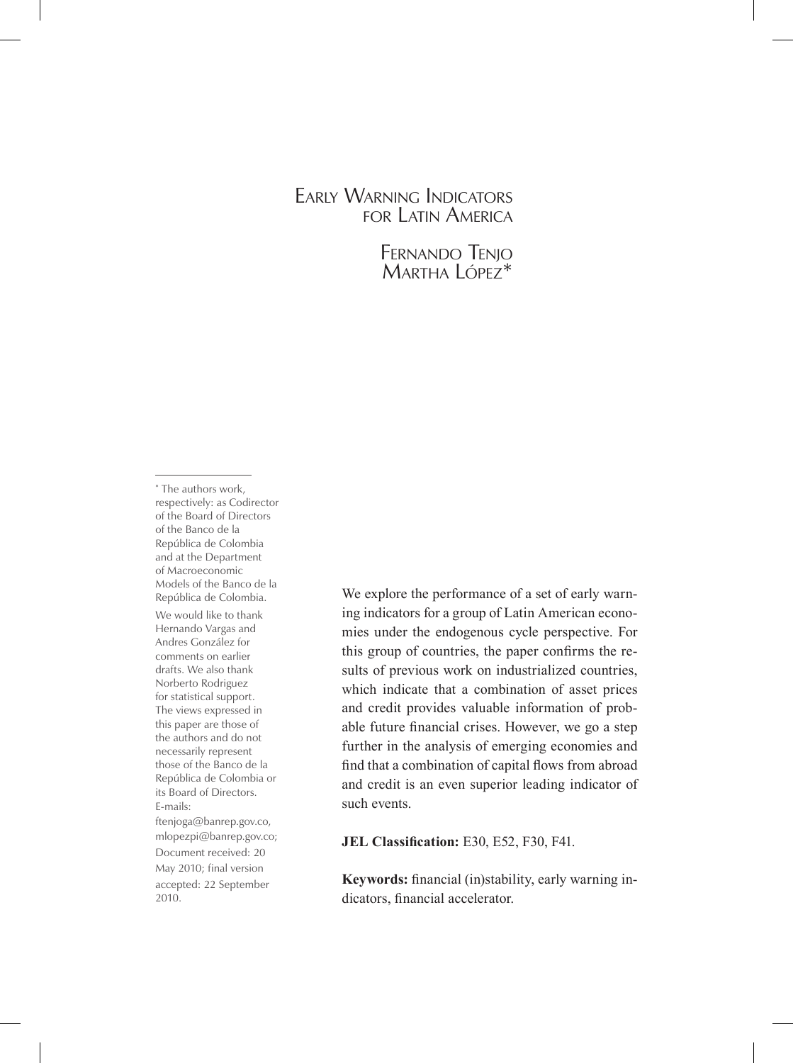# Early Warning Indicators for Latin America

Fernando Tenjo
Martha López*

We explore the performance of a set of early warning indicators for a group of Latin American economies under the endogenous cycle perspective. For this group of countries, the paper confirms the results of previous work on industrialized countries, which indicate that a combination of asset prices and credit provides valuable information of probable future financial crises. However, we go a step further in the analysis of emerging economies and find that a combination of capital flows from abroad and credit is an even superior leading indicator of such events.

**JEL Classification:** E30, E52, F30, F41.

**Keywords:** financial (in)stability, early warning indicators, financial accelerator.

---

* The authors work, respectively: as Codirector of the Board of Directors of the Banco de la República de Colombia and at the Department of Macroeconomic Models of the Banco de la República de Colombia.

We would like to thank Hernando Vargas and Andres González for comments on earlier drafts. We also thank Norberto Rodriguez for statistical support. The views expressed in this paper are those of the authors and do not necessarily represent those of the Banco de la República de Colombia or its Board of Directors.

E-mails: ftenjoga@banrep.gov.co, mlopezpi@banrep.gov.co;

Document received: 20 May 2010; final version accepted: 22 September 2010.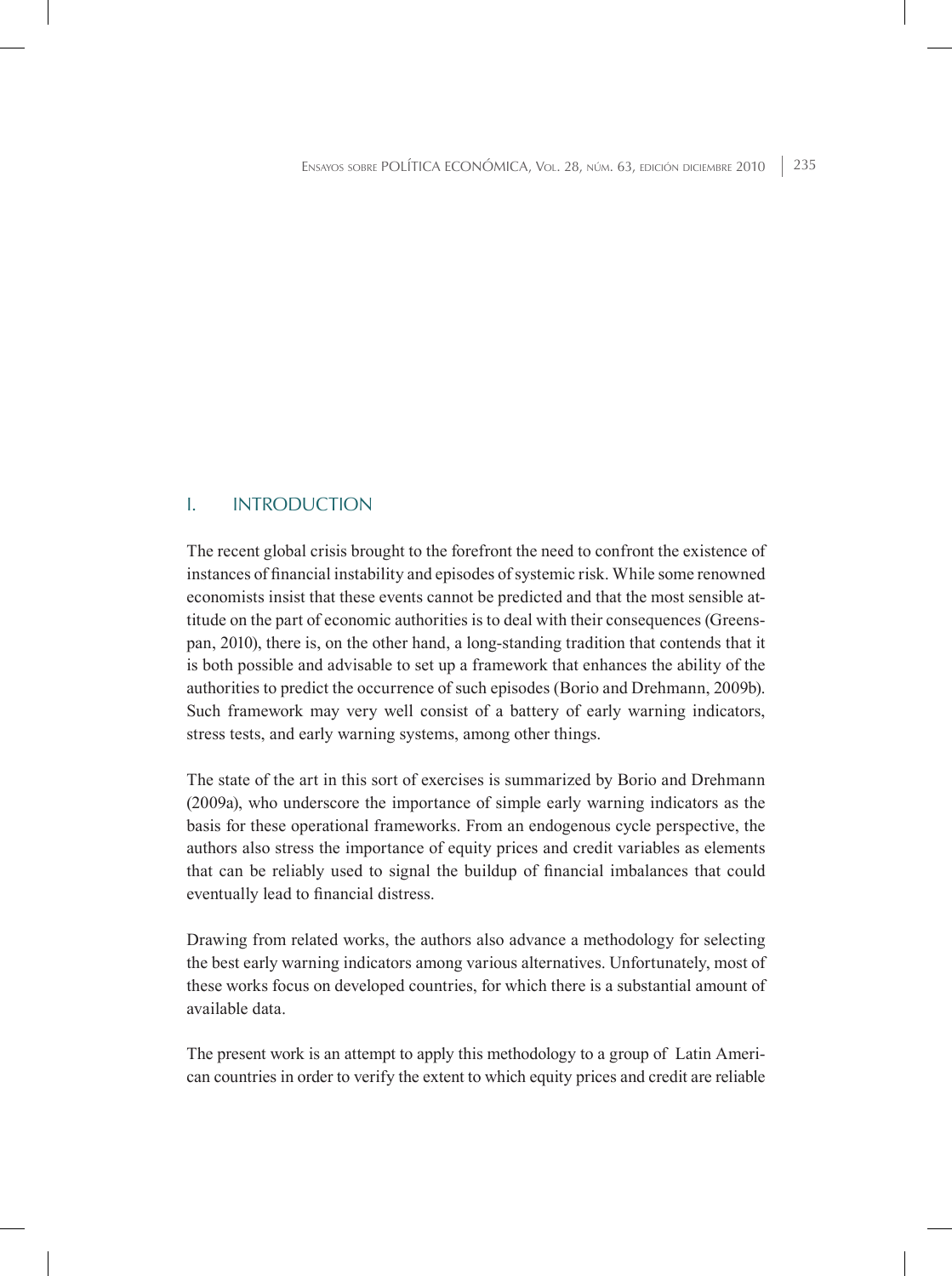## I. INTRODUCTION

The recent global crisis brought to the forefront the need to confront the existence of instances of financial instability and episodes of systemic risk. While some renowned economists insist that these events cannot be predicted and that the most sensible attitude on the part of economic authorities is to deal with their consequences (Greenspan, 2010), there is, on the other hand, a long-standing tradition that contends that it is both possible and advisable to set up a framework that enhances the ability of the authorities to predict the occurrence of such episodes (Borio and Drehmann, 2009b). Such framework may very well consist of a battery of early warning indicators, stress tests, and early warning systems, among other things.

The state of the art in this sort of exercises is summarized by Borio and Drehmann (2009a), who underscore the importance of simple early warning indicators as the basis for these operational frameworks. From an endogenous cycle perspective, the authors also stress the importance of equity prices and credit variables as elements that can be reliably used to signal the buildup of financial imbalances that could eventually lead to financial distress.

Drawing from related works, the authors also advance a methodology for selecting the best early warning indicators among various alternatives. Unfortunately, most of these works focus on developed countries, for which there is a substantial amount of available data.

The present work is an attempt to apply this methodology to a group of Latin American countries in order to verify the extent to which equity prices and credit are reliable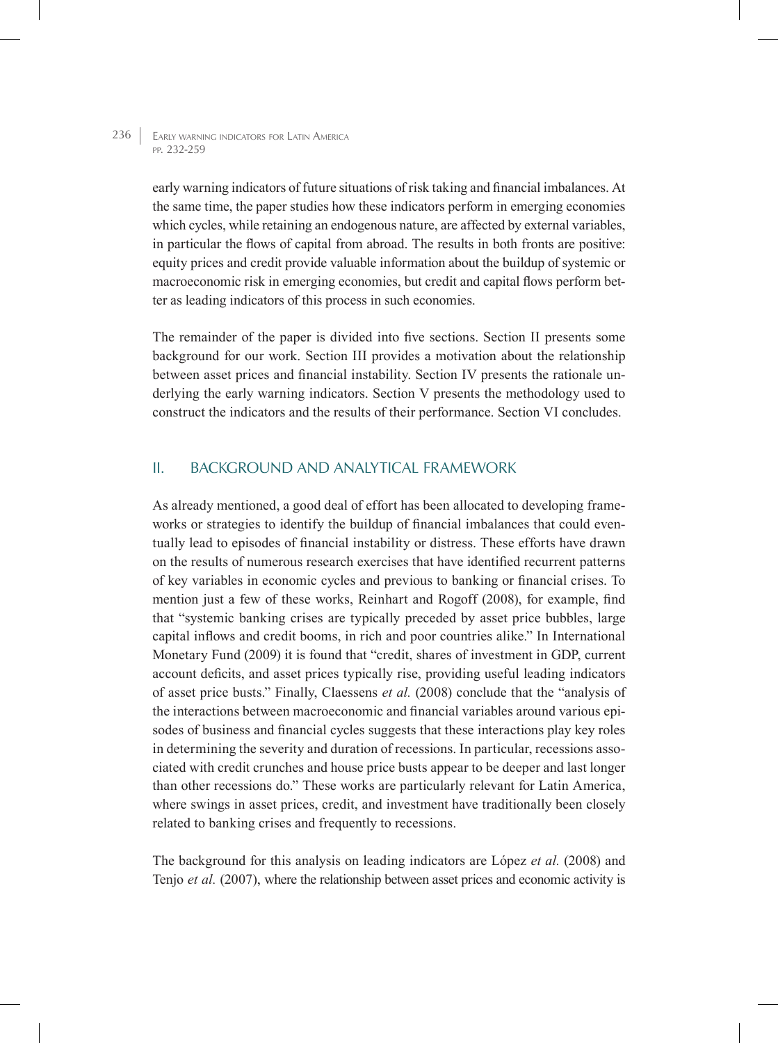early warning indicators of future situations of risk taking and financial imbalances. At the same time, the paper studies how these indicators perform in emerging economies which cycles, while retaining an endogenous nature, are affected by external variables, in particular the flows of capital from abroad. The results in both fronts are positive: equity prices and credit provide valuable information about the buildup of systemic or macroeconomic risk in emerging economies, but credit and capital flows perform better as leading indicators of this process in such economies.

The remainder of the paper is divided into five sections. Section II presents some background for our work. Section III provides a motivation about the relationship between asset prices and financial instability. Section IV presents the rationale underlying the early warning indicators. Section V presents the methodology used to construct the indicators and the results of their performance. Section VI concludes.

## II. BACKGROUND AND ANALYTICAL FRAMEWORK

As already mentioned, a good deal of effort has been allocated to developing frameworks or strategies to identify the buildup of financial imbalances that could eventually lead to episodes of financial instability or distress. These efforts have drawn on the results of numerous research exercises that have identified recurrent patterns of key variables in economic cycles and previous to banking or financial crises. To mention just a few of these works, Reinhart and Rogoff (2008), for example, find that "systemic banking crises are typically preceded by asset price bubbles, large capital inflows and credit booms, in rich and poor countries alike." In International Monetary Fund (2009) it is found that "credit, shares of investment in GDP, current account deficits, and asset prices typically rise, providing useful leading indicators of asset price busts." Finally, Claessens *et al.* (2008) conclude that the "analysis of the interactions between macroeconomic and financial variables around various episodes of business and financial cycles suggests that these interactions play key roles in determining the severity and duration of recessions. In particular, recessions associated with credit crunches and house price busts appear to be deeper and last longer than other recessions do." These works are particularly relevant for Latin America, where swings in asset prices, credit, and investment have traditionally been closely related to banking crises and frequently to recessions.

The background for this analysis on leading indicators are López *et al.* (2008) and Tenjo *et al.* (2007), where the relationship between asset prices and economic activity is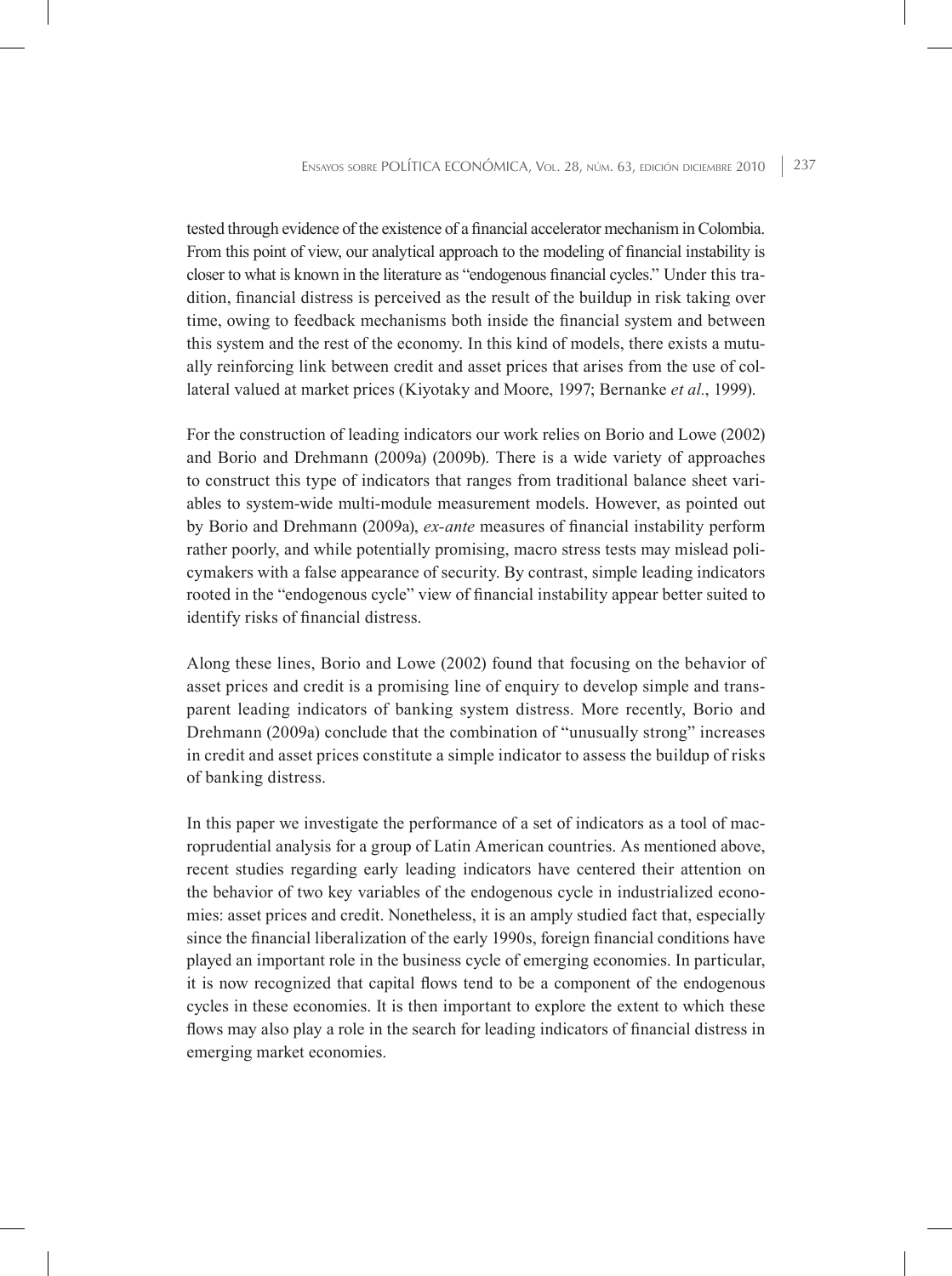tested through evidence of the existence of a financial accelerator mechanism in Colombia. From this point of view, our analytical approach to the modeling of financial instability is closer to what is known in the literature as "endogenous financial cycles." Under this tradition, financial distress is perceived as the result of the buildup in risk taking over time, owing to feedback mechanisms both inside the financial system and between this system and the rest of the economy. In this kind of models, there exists a mutually reinforcing link between credit and asset prices that arises from the use of collateral valued at market prices (Kiyotaky and Moore, 1997; Bernanke *et al*., 1999).

For the construction of leading indicators our work relies on Borio and Lowe (2002) and Borio and Drehmann (2009a) (2009b). There is a wide variety of approaches to construct this type of indicators that ranges from traditional balance sheet variables to system-wide multi-module measurement models. However, as pointed out by Borio and Drehmann (2009a), *ex-ante* measures of financial instability perform rather poorly, and while potentially promising, macro stress tests may mislead policymakers with a false appearance of security. By contrast, simple leading indicators rooted in the "endogenous cycle" view of financial instability appear better suited to identify risks of financial distress.

Along these lines, Borio and Lowe (2002) found that focusing on the behavior of asset prices and credit is a promising line of enquiry to develop simple and transparent leading indicators of banking system distress. More recently, Borio and Drehmann (2009a) conclude that the combination of "unusually strong" increases in credit and asset prices constitute a simple indicator to assess the buildup of risks of banking distress.

In this paper we investigate the performance of a set of indicators as a tool of macroprudential analysis for a group of Latin American countries. As mentioned above, recent studies regarding early leading indicators have centered their attention on the behavior of two key variables of the endogenous cycle in industrialized economies: asset prices and credit. Nonetheless, it is an amply studied fact that, especially since the financial liberalization of the early 1990s, foreign financial conditions have played an important role in the business cycle of emerging economies. In particular, it is now recognized that capital flows tend to be a component of the endogenous cycles in these economies. It is then important to explore the extent to which these flows may also play a role in the search for leading indicators of financial distress in emerging market economies.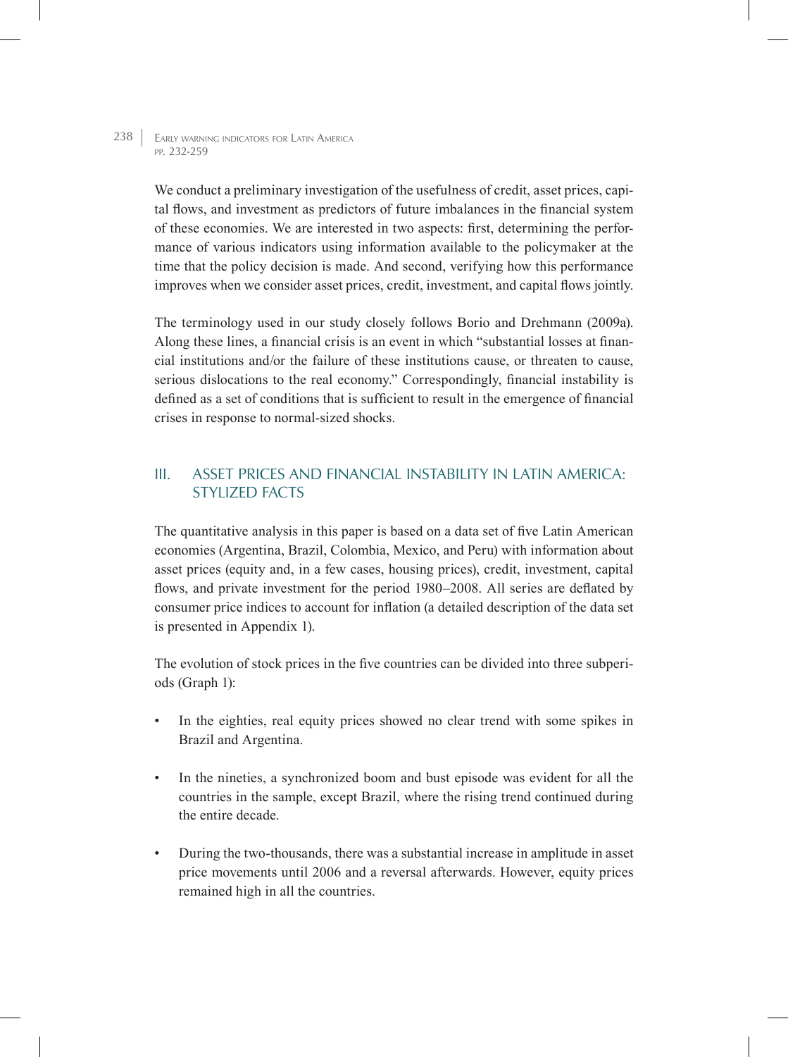We conduct a preliminary investigation of the usefulness of credit, asset prices, capital flows, and investment as predictors of future imbalances in the financial system of these economies. We are interested in two aspects: first, determining the performance of various indicators using information available to the policymaker at the time that the policy decision is made. And second, verifying how this performance improves when we consider asset prices, credit, investment, and capital flows jointly.

The terminology used in our study closely follows Borio and Drehmann (2009a). Along these lines, a financial crisis is an event in which "substantial losses at financial institutions and/or the failure of these institutions cause, or threaten to cause, serious dislocations to the real economy." Correspondingly, financial instability is defined as a set of conditions that is sufficient to result in the emergence of financial crises in response to normal-sized shocks.

## III. ASSET PRICES AND FINANCIAL INSTABILITY IN LATIN AMERICA: STYLIZED FACTS

The quantitative analysis in this paper is based on a data set of five Latin American economies (Argentina, Brazil, Colombia, Mexico, and Peru) with information about asset prices (equity and, in a few cases, housing prices), credit, investment, capital flows, and private investment for the period 1980–2008. All series are deflated by consumer price indices to account for inflation (a detailed description of the data set is presented in Appendix 1).

The evolution of stock prices in the five countries can be divided into three subperiods (Graph 1):

- In the eighties, real equity prices showed no clear trend with some spikes in Brazil and Argentina.
- In the nineties, a synchronized boom and bust episode was evident for all the countries in the sample, except Brazil, where the rising trend continued during the entire decade.
- During the two-thousands, there was a substantial increase in amplitude in asset price movements until 2006 and a reversal afterwards. However, equity prices remained high in all the countries.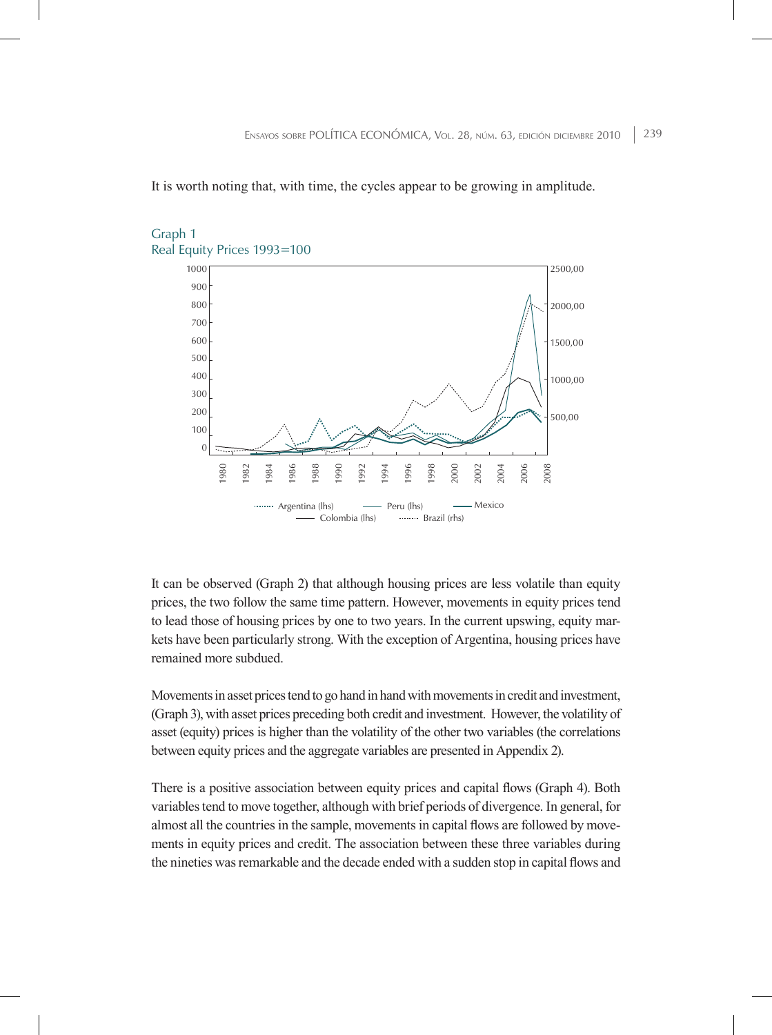It is worth noting that, with time, the cycles appear to be growing in amplitude.

Graph 1
Real Equity Prices 1993=100

It can be observed (Graph 2) that although housing prices are less volatile than equity prices, the two follow the same time pattern. However, movements in equity prices tend to lead those of housing prices by one to two years. In the current upswing, equity markets have been particularly strong. With the exception of Argentina, housing prices have remained more subdued.

Movements in asset prices tend to go hand in hand with movements in credit and investment, (Graph 3), with asset prices preceding both credit and investment. However, the volatility of asset (equity) prices is higher than the volatility of the other two variables (the correlations between equity prices and the aggregate variables are presented in Appendix 2).

There is a positive association between equity prices and capital flows (Graph 4). Both variables tend to move together, although with brief periods of divergence. In general, for almost all the countries in the sample, movements in capital flows are followed by movements in equity prices and credit. The association between these three variables during the nineties was remarkable and the decade ended with a sudden stop in capital flows and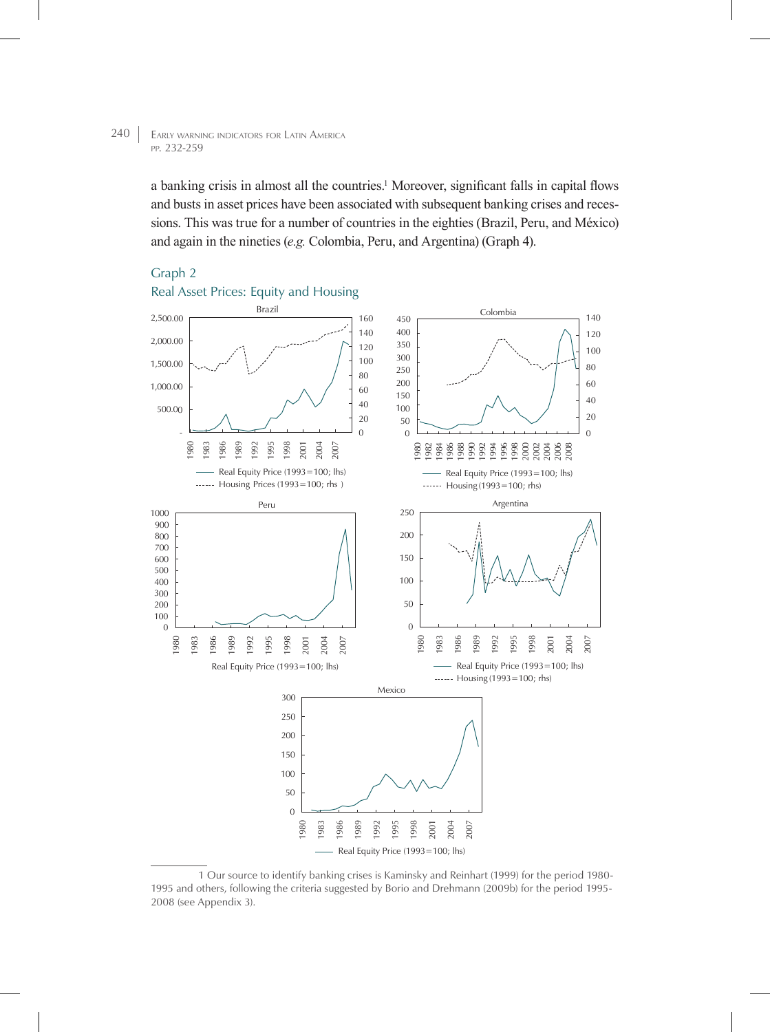a banking crisis in almost all the countries.[1] Moreover, significant falls in capital flows and busts in asset prices have been associated with subsequent banking crises and recessions. This was true for a number of countries in the eighties (Brazil, Peru, and México) and again in the nineties (*e.g.* Colombia, Peru, and Argentina) (Graph 4).

Graph 2

Real Asset Prices: Equity and Housing

---

1 Our source to identify banking crises is Kaminsky and Reinhart (1999) for the period 1980-1995 and others, following the criteria suggested by Borio and Drehmann (2009b) for the period 1995-2008 (see Appendix 3).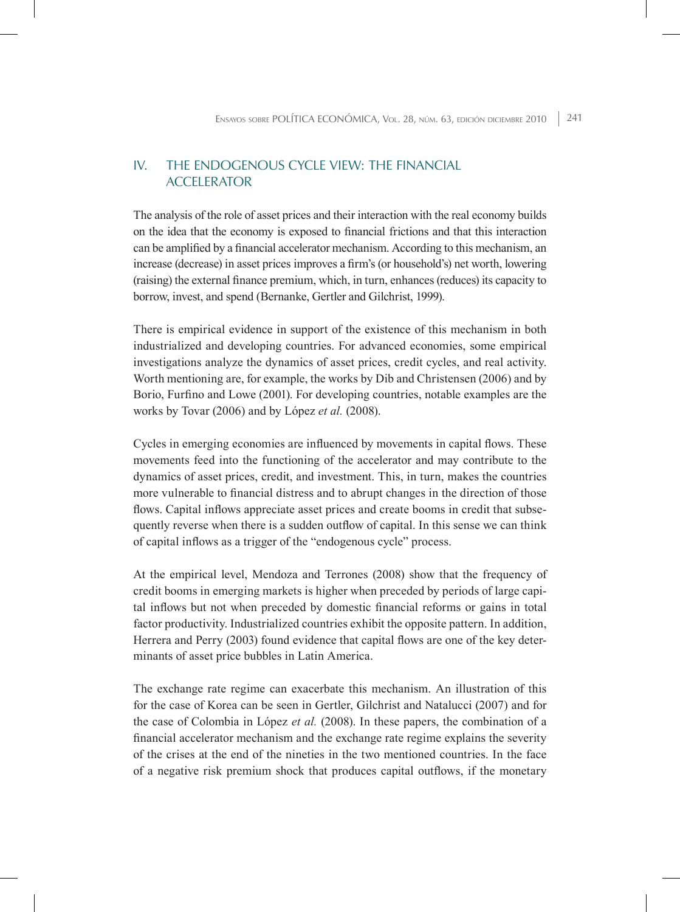## IV. THE ENDOGENOUS CYCLE VIEW: THE FINANCIAL ACCELERATOR

The analysis of the role of asset prices and their interaction with the real economy builds on the idea that the economy is exposed to financial frictions and that this interaction can be amplified by a financial accelerator mechanism. According to this mechanism, an increase (decrease) in asset prices improves a firm's (or household's) net worth, lowering (raising) the external finance premium, which, in turn, enhances (reduces) its capacity to borrow, invest, and spend (Bernanke, Gertler and Gilchrist, 1999).

There is empirical evidence in support of the existence of this mechanism in both industrialized and developing countries. For advanced economies, some empirical investigations analyze the dynamics of asset prices, credit cycles, and real activity. Worth mentioning are, for example, the works by Dib and Christensen (2006) and by Borio, Furfino and Lowe (2001). For developing countries, notable examples are the works by Tovar (2006) and by López *et al.* (2008).

Cycles in emerging economies are influenced by movements in capital flows. These movements feed into the functioning of the accelerator and may contribute to the dynamics of asset prices, credit, and investment. This, in turn, makes the countries more vulnerable to financial distress and to abrupt changes in the direction of those flows. Capital inflows appreciate asset prices and create booms in credit that subsequently reverse when there is a sudden outflow of capital. In this sense we can think of capital inflows as a trigger of the "endogenous cycle" process.

At the empirical level, Mendoza and Terrones (2008) show that the frequency of credit booms in emerging markets is higher when preceded by periods of large capital inflows but not when preceded by domestic financial reforms or gains in total factor productivity. Industrialized countries exhibit the opposite pattern. In addition, Herrera and Perry (2003) found evidence that capital flows are one of the key determinants of asset price bubbles in Latin America.

The exchange rate regime can exacerbate this mechanism. An illustration of this for the case of Korea can be seen in Gertler, Gilchrist and Natalucci (2007) and for the case of Colombia in López *et al.* (2008). In these papers, the combination of a financial accelerator mechanism and the exchange rate regime explains the severity of the crises at the end of the nineties in the two mentioned countries. In the face of a negative risk premium shock that produces capital outflows, if the monetary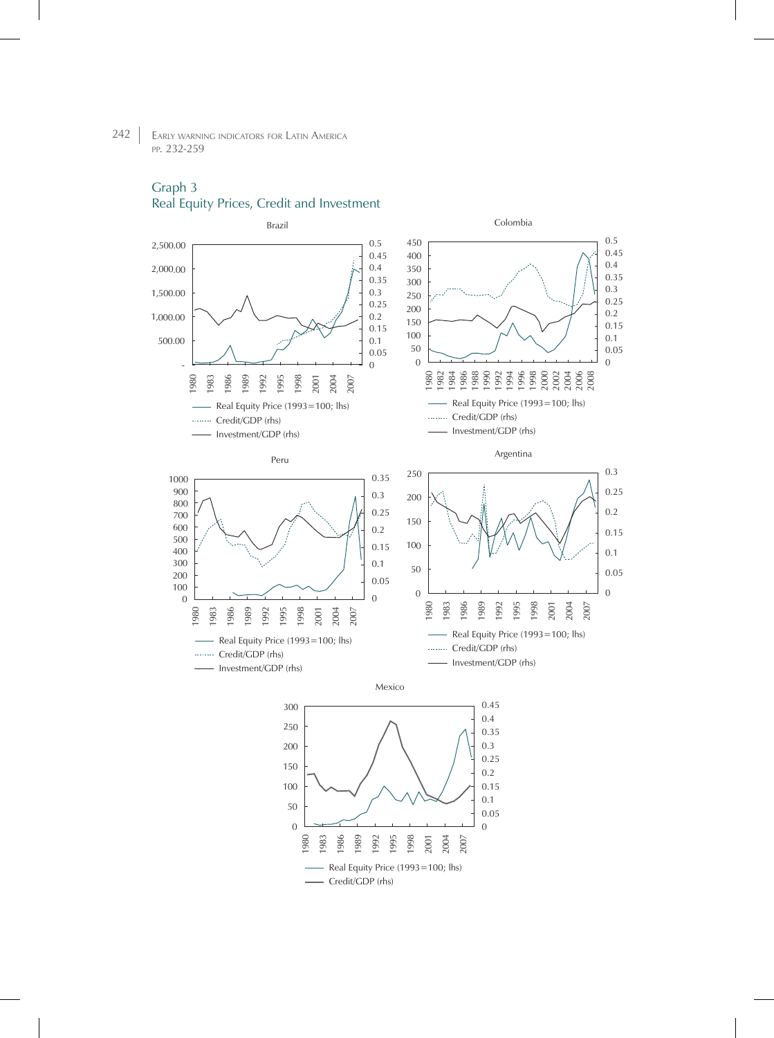Graph 3
Real Equity Prices, Credit and Investment

Brazil

- Real Equity Price (1993=100; lhs)
- Credit/GDP (rhs)
- Investment/GDP (rhs)

Colombia

- Real Equity Price (1993=100; lhs)
- Credit/GDP (rhs)
- Investment/GDP (rhs)

Peru

- Real Equity Price (1993=100; lhs)
- Credit/GDP (rhs)
- Investment/GDP (rhs)

Argentina

- Real Equity Price (1993=100; lhs)
- Credit/GDP (rhs)
- Investment/GDP (rhs)

Mexico

- Real Equity Price (1993=100; lhs)
- Credit/GDP (rhs)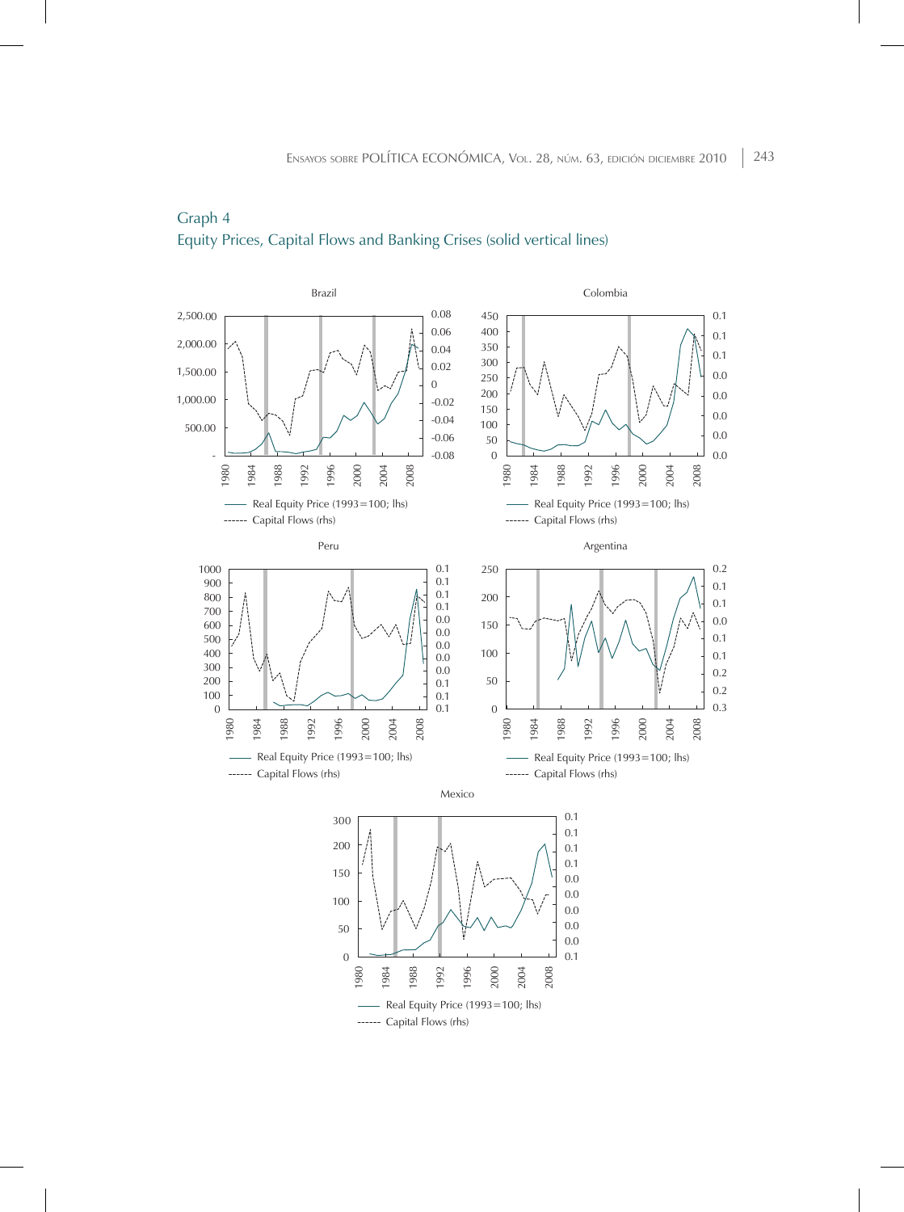Graph 4
Equity Prices, Capital Flows and Banking Crises (solid vertical lines)

Brazil

Real Equity Price (1993=100; lhs)
Capital Flows (rhs)

Colombia

Real Equity Price (1993=100; lhs)
Capital Flows (rhs)

Peru

Real Equity Price (1993=100; lhs)
Capital Flows (rhs)

Argentina

Real Equity Price (1993=100; lhs)
Capital Flows (rhs)

Mexico

Real Equity Price (1993=100; lhs)
Capital Flows (rhs)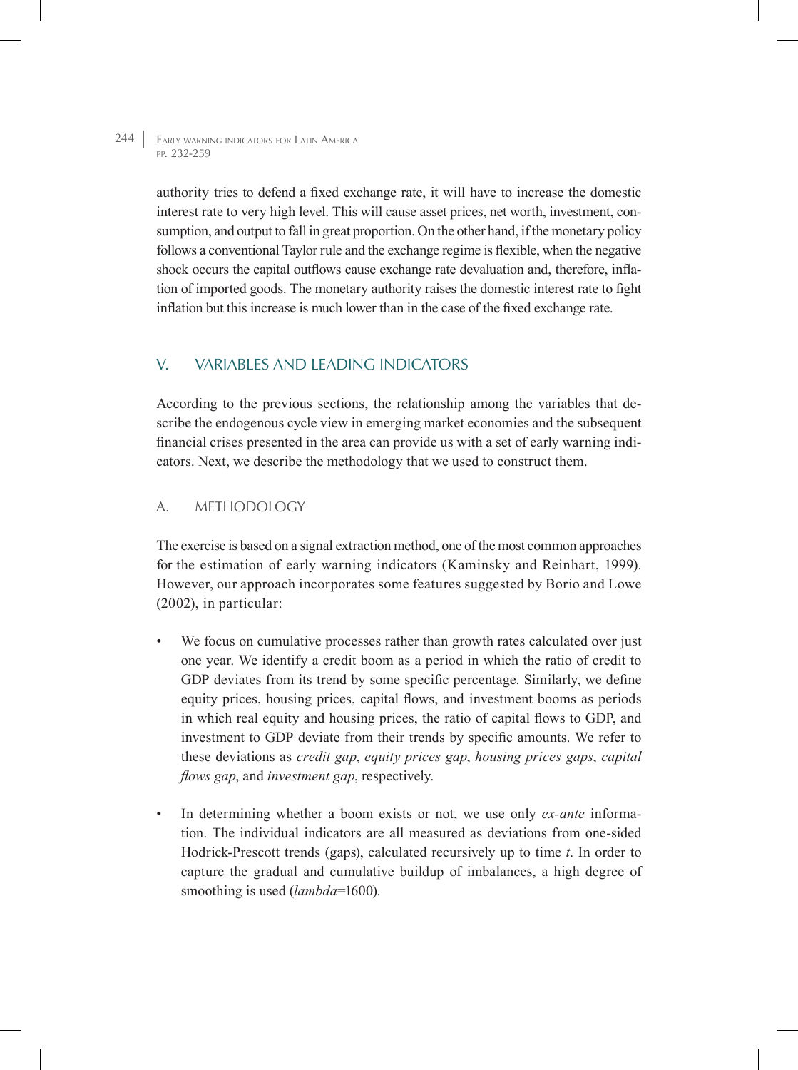authority tries to defend a fixed exchange rate, it will have to increase the domestic interest rate to very high level. This will cause asset prices, net worth, investment, consumption, and output to fall in great proportion. On the other hand, if the monetary policy follows a conventional Taylor rule and the exchange regime is flexible, when the negative shock occurs the capital outflows cause exchange rate devaluation and, therefore, inflation of imported goods. The monetary authority raises the domestic interest rate to fight inflation but this increase is much lower than in the case of the fixed exchange rate.

## V. VARIABLES AND LEADING INDICATORS

According to the previous sections, the relationship among the variables that describe the endogenous cycle view in emerging market economies and the subsequent financial crises presented in the area can provide us with a set of early warning indicators. Next, we describe the methodology that we used to construct them.

### A. METHODOLOGY

The exercise is based on a signal extraction method, one of the most common approaches for the estimation of early warning indicators (Kaminsky and Reinhart, 1999). However, our approach incorporates some features suggested by Borio and Lowe (2002), in particular:

- We focus on cumulative processes rather than growth rates calculated over just one year. We identify a credit boom as a period in which the ratio of credit to GDP deviates from its trend by some specific percentage. Similarly, we define equity prices, housing prices, capital flows, and investment booms as periods in which real equity and housing prices, the ratio of capital flows to GDP, and investment to GDP deviate from their trends by specific amounts. We refer to these deviations as *credit gap*, *equity prices gap*, *housing prices gaps*, *capital flows gap*, and *investment gap*, respectively.

- In determining whether a boom exists or not, we use only *ex-ante* information. The individual indicators are all measured as deviations from one-sided Hodrick-Prescott trends (gaps), calculated recursively up to time *t*. In order to capture the gradual and cumulative buildup of imbalances, a high degree of smoothing is used (*lambda*=1600).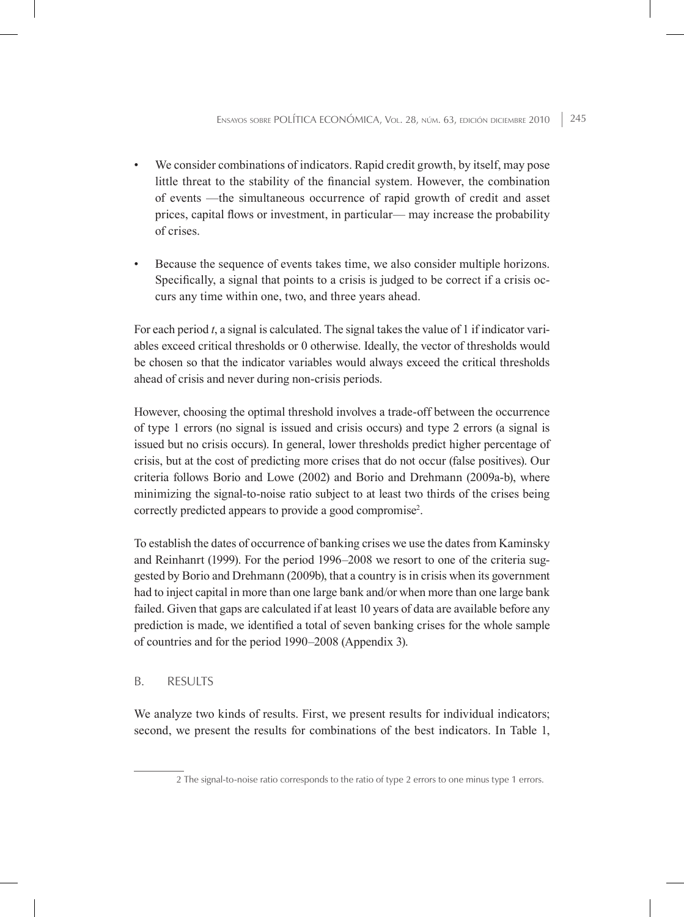- We consider combinations of indicators. Rapid credit growth, by itself, may pose little threat to the stability of the financial system. However, the combination of events —the simultaneous occurrence of rapid growth of credit and asset prices, capital flows or investment, in particular— may increase the probability of crises.

- Because the sequence of events takes time, we also consider multiple horizons. Specifically, a signal that points to a crisis is judged to be correct if a crisis occurs any time within one, two, and three years ahead.

For each period *t*, a signal is calculated. The signal takes the value of 1 if indicator variables exceed critical thresholds or 0 otherwise. Ideally, the vector of thresholds would be chosen so that the indicator variables would always exceed the critical thresholds ahead of crisis and never during non-crisis periods.

However, choosing the optimal threshold involves a trade-off between the occurrence of type 1 errors (no signal is issued and crisis occurs) and type 2 errors (a signal is issued but no crisis occurs). In general, lower thresholds predict higher percentage of crisis, but at the cost of predicting more crises that do not occur (false positives). Our criteria follows Borio and Lowe (2002) and Borio and Drehmann (2009a-b), where minimizing the signal-to-noise ratio subject to at least two thirds of the crises being correctly predicted appears to provide a good compromise[2].

To establish the dates of occurrence of banking crises we use the dates from Kaminsky and Reinhanrt (1999). For the period 1996–2008 we resort to one of the criteria suggested by Borio and Drehmann (2009b), that a country is in crisis when its government had to inject capital in more than one large bank and/or when more than one large bank failed. Given that gaps are calculated if at least 10 years of data are available before any prediction is made, we identified a total of seven banking crises for the whole sample of countries and for the period 1990–2008 (Appendix 3).

## B. RESULTS

We analyze two kinds of results. First, we present results for individual indicators; second, we present the results for combinations of the best indicators. In Table 1,

---

2 The signal-to-noise ratio corresponds to the ratio of type 2 errors to one minus type 1 errors.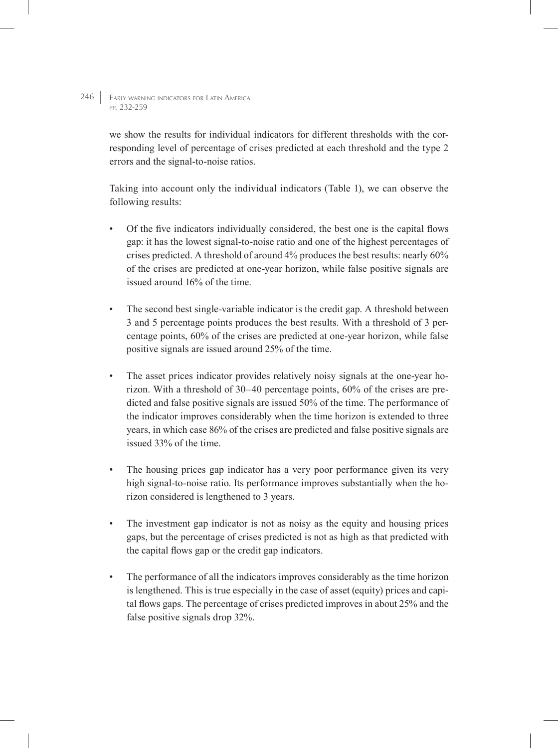we show the results for individual indicators for different thresholds with the corresponding level of percentage of crises predicted at each threshold and the type 2 errors and the signal-to-noise ratios.

Taking into account only the individual indicators (Table 1), we can observe the following results:

- Of the five indicators individually considered, the best one is the capital flows gap: it has the lowest signal-to-noise ratio and one of the highest percentages of crises predicted. A threshold of around 4% produces the best results: nearly 60% of the crises are predicted at one-year horizon, while false positive signals are issued around 16% of the time.

- The second best single-variable indicator is the credit gap. A threshold between 3 and 5 percentage points produces the best results. With a threshold of 3 percentage points, 60% of the crises are predicted at one-year horizon, while false positive signals are issued around 25% of the time.

- The asset prices indicator provides relatively noisy signals at the one-year horizon. With a threshold of 30–40 percentage points, 60% of the crises are predicted and false positive signals are issued 50% of the time. The performance of the indicator improves considerably when the time horizon is extended to three years, in which case 86% of the crises are predicted and false positive signals are issued 33% of the time.

- The housing prices gap indicator has a very poor performance given its very high signal-to-noise ratio. Its performance improves substantially when the horizon considered is lengthened to 3 years.

- The investment gap indicator is not as noisy as the equity and housing prices gaps, but the percentage of crises predicted is not as high as that predicted with the capital flows gap or the credit gap indicators.

- The performance of all the indicators improves considerably as the time horizon is lengthened. This is true especially in the case of asset (equity) prices and capital flows gaps. The percentage of crises predicted improves in about 25% and the false positive signals drop 32%.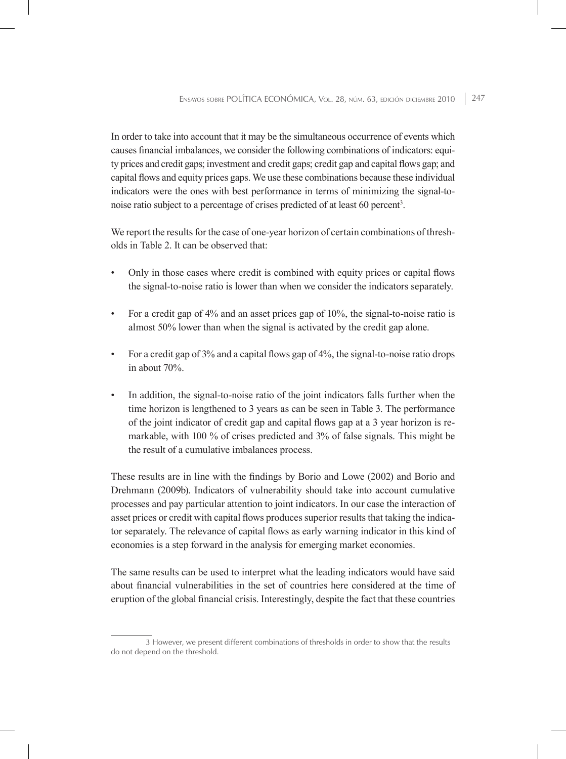In order to take into account that it may be the simultaneous occurrence of events which causes financial imbalances, we consider the following combinations of indicators: equity prices and credit gaps; investment and credit gaps; credit gap and capital flows gap; and capital flows and equity prices gaps. We use these combinations because these individual indicators were the ones with best performance in terms of minimizing the signal-to-noise ratio subject to a percentage of crises predicted of at least 60 percent[3].

We report the results for the case of one-year horizon of certain combinations of thresholds in Table 2. It can be observed that:

- Only in those cases where credit is combined with equity prices or capital flows the signal-to-noise ratio is lower than when we consider the indicators separately.
- For a credit gap of 4% and an asset prices gap of 10%, the signal-to-noise ratio is almost 50% lower than when the signal is activated by the credit gap alone.
- For a credit gap of 3% and a capital flows gap of 4%, the signal-to-noise ratio drops in about 70%.
- In addition, the signal-to-noise ratio of the joint indicators falls further when the time horizon is lengthened to 3 years as can be seen in Table 3. The performance of the joint indicator of credit gap and capital flows gap at a 3 year horizon is remarkable, with 100 % of crises predicted and 3% of false signals. This might be the result of a cumulative imbalances process.

These results are in line with the findings by Borio and Lowe (2002) and Borio and Drehmann (2009b). Indicators of vulnerability should take into account cumulative processes and pay particular attention to joint indicators. In our case the interaction of asset prices or credit with capital flows produces superior results that taking the indicator separately. The relevance of capital flows as early warning indicator in this kind of economies is a step forward in the analysis for emerging market economies.

The same results can be used to interpret what the leading indicators would have said about financial vulnerabilities in the set of countries here considered at the time of eruption of the global financial crisis. Interestingly, despite the fact that these countries

3 However, we present different combinations of thresholds in order to show that the results do not depend on the threshold.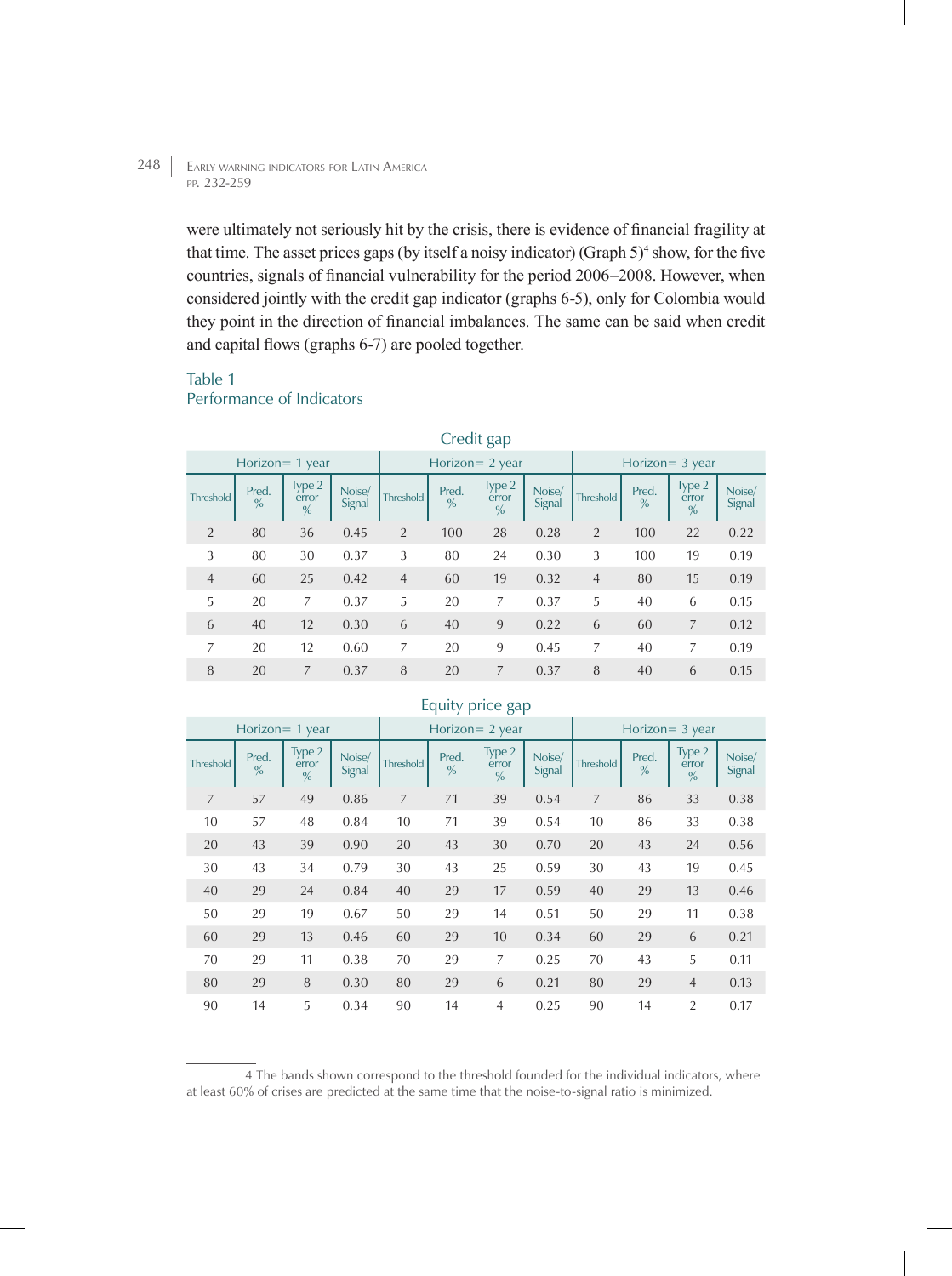were ultimately not seriously hit by the crisis, there is evidence of financial fragility at that time. The asset prices gaps (by itself a noisy indicator) (Graph 5)[4] show, for the five countries, signals of financial vulnerability for the period 2006–2008. However, when considered jointly with the credit gap indicator (graphs 6-5), only for Colombia would they point in the direction of financial imbalances. The same can be said when credit and capital flows (graphs 6-7) are pooled together.

Table 1
Performance of Indicators

Credit gap

| Horizon= 1 year | | | | Horizon= 2 year | | | | Horizon= 3 year | | | |
|---|---|---|---|---|---|---|---|---|---|---|---|
| Threshold | Pred. % | Type 2 error % | Noise/ Signal | Threshold | Pred. % | Type 2 error % | Noise/ Signal | Threshold | Pred. % | Type 2 error % | Noise/ Signal |
| 2 | 80 | 36 | 0.45 | 2 | 100 | 28 | 0.28 | 2 | 100 | 22 | 0.22 |
| 3 | 80 | 30 | 0.37 | 3 | 80 | 24 | 0.30 | 3 | 100 | 19 | 0.19 |
| 4 | 60 | 25 | 0.42 | 4 | 60 | 19 | 0.32 | 4 | 80 | 15 | 0.19 |
| 5 | 20 | 7 | 0.37 | 5 | 20 | 7 | 0.37 | 5 | 40 | 6 | 0.15 |
| 6 | 40 | 12 | 0.30 | 6 | 40 | 9 | 0.22 | 6 | 60 | 7 | 0.12 |
| 7 | 20 | 12 | 0.60 | 7 | 20 | 9 | 0.45 | 7 | 40 | 7 | 0.19 |
| 8 | 20 | 7 | 0.37 | 8 | 20 | 7 | 0.37 | 8 | 40 | 6 | 0.15 |

Equity price gap

| Horizon= 1 year | | | | Horizon= 2 year | | | | Horizon= 3 year | | | |
|---|---|---|---|---|---|---|---|---|---|---|---|
| Threshold | Pred. % | Type 2 error % | Noise/ Signal | Threshold | Pred. % | Type 2 error % | Noise/ Signal | Threshold | Pred. % | Type 2 error % | Noise/ Signal |
| 7 | 57 | 49 | 0.86 | 7 | 71 | 39 | 0.54 | 7 | 86 | 33 | 0.38 |
| 10 | 57 | 48 | 0.84 | 10 | 71 | 39 | 0.54 | 10 | 86 | 33 | 0.38 |
| 20 | 43 | 39 | 0.90 | 20 | 43 | 30 | 0.70 | 20 | 43 | 24 | 0.56 |
| 30 | 43 | 34 | 0.79 | 30 | 43 | 25 | 0.59 | 30 | 43 | 19 | 0.45 |
| 40 | 29 | 24 | 0.84 | 40 | 29 | 17 | 0.59 | 40 | 29 | 13 | 0.46 |
| 50 | 29 | 19 | 0.67 | 50 | 29 | 14 | 0.51 | 50 | 29 | 11 | 0.38 |
| 60 | 29 | 13 | 0.46 | 60 | 29 | 10 | 0.34 | 60 | 29 | 6 | 0.21 |
| 70 | 29 | 11 | 0.38 | 70 | 29 | 7 | 0.25 | 70 | 43 | 5 | 0.11 |
| 80 | 29 | 8 | 0.30 | 80 | 29 | 6 | 0.21 | 80 | 29 | 4 | 0.13 |
| 90 | 14 | 5 | 0.34 | 90 | 14 | 4 | 0.25 | 90 | 14 | 2 | 0.17 |

4 The bands shown correspond to the threshold founded for the individual indicators, where at least 60% of crises are predicted at the same time that the noise-to-signal ratio is minimized.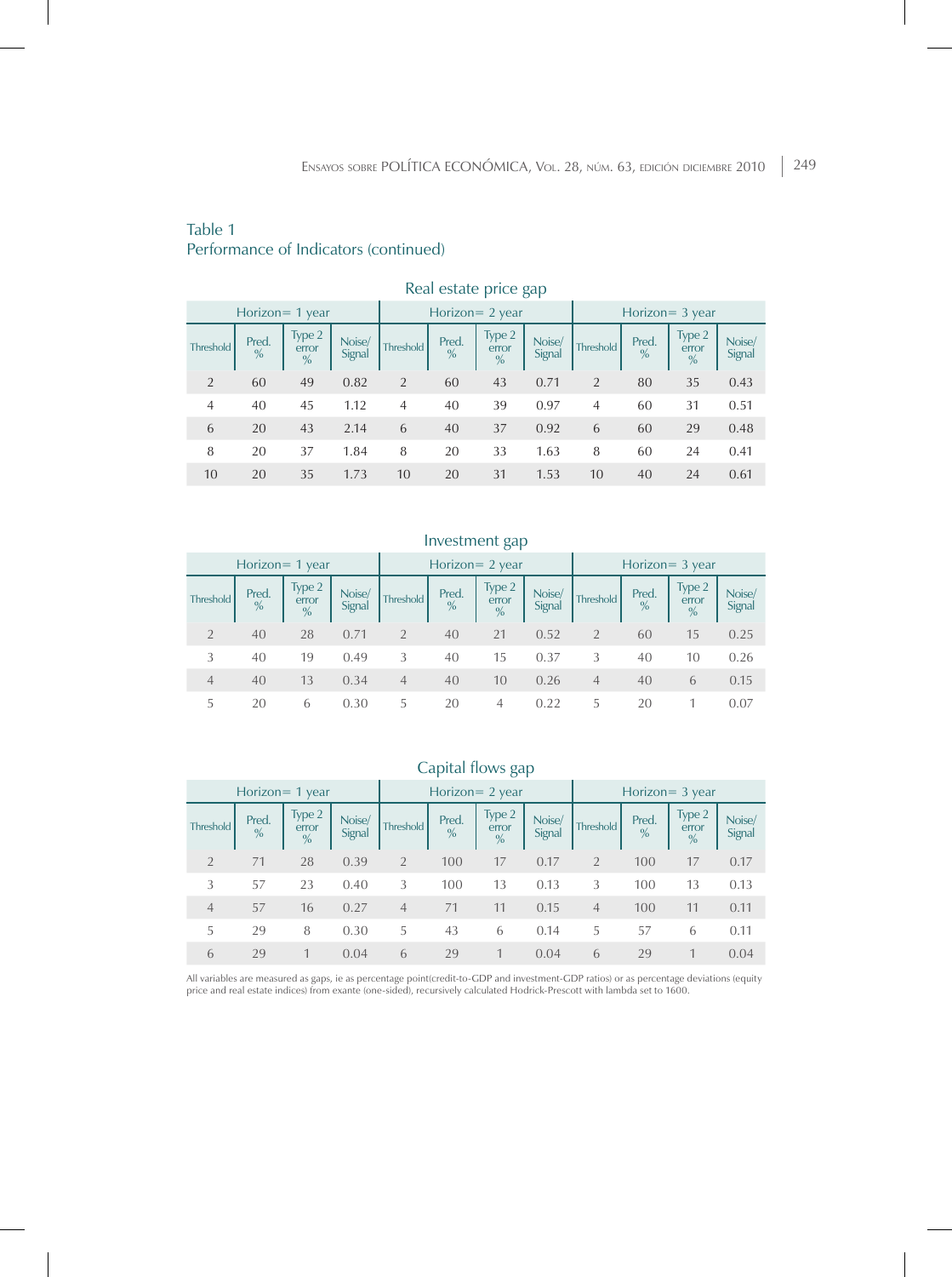Table 1
Performance of Indicators (continued)

Real estate price gap

| Horizon= 1 year | | | | Horizon= 2 year | | | | Horizon= 3 year | | | |
|---|---|---|---|---|---|---|---|---|---|---|---|
| Threshold | Pred. % | Type 2 error % | Noise/ Signal | Threshold | Pred. % | Type 2 error % | Noise/ Signal | Threshold | Pred. % | Type 2 error % | Noise/ Signal |
| 2 | 60 | 49 | 0.82 | 2 | 60 | 43 | 0.71 | 2 | 80 | 35 | 0.43 |
| 4 | 40 | 45 | 1.12 | 4 | 40 | 39 | 0.97 | 4 | 60 | 31 | 0.51 |
| 6 | 20 | 43 | 2.14 | 6 | 40 | 37 | 0.92 | 6 | 60 | 29 | 0.48 |
| 8 | 20 | 37 | 1.84 | 8 | 20 | 33 | 1.63 | 8 | 60 | 24 | 0.41 |
| 10 | 20 | 35 | 1.73 | 10 | 20 | 31 | 1.53 | 10 | 40 | 24 | 0.61 |

Investment gap

| Horizon= 1 year | | | | Horizon= 2 year | | | | Horizon= 3 year | | | |
|---|---|---|---|---|---|---|---|---|---|---|---|
| Threshold | Pred. % | Type 2 error % | Noise/ Signal | Threshold | Pred. % | Type 2 error % | Noise/ Signal | Threshold | Pred. % | Type 2 error % | Noise/ Signal |
| 2 | 40 | 28 | 0.71 | 2 | 40 | 21 | 0.52 | 2 | 60 | 15 | 0.25 |
| 3 | 40 | 19 | 0.49 | 3 | 40 | 15 | 0.37 | 3 | 40 | 10 | 0.26 |
| 4 | 40 | 13 | 0.34 | 4 | 40 | 10 | 0.26 | 4 | 40 | 6 | 0.15 |
| 5 | 20 | 6 | 0.30 | 5 | 20 | 4 | 0.22 | 5 | 20 | 1 | 0.07 |

Capital flows gap

| Horizon= 1 year | | | | Horizon= 2 year | | | | Horizon= 3 year | | | |
|---|---|---|---|---|---|---|---|---|---|---|---|
| Threshold | Pred. % | Type 2 error % | Noise/ Signal | Threshold | Pred. % | Type 2 error % | Noise/ Signal | Threshold | Pred. % | Type 2 error % | Noise/ Signal |
| 2 | 71 | 28 | 0.39 | 2 | 100 | 17 | 0.17 | 2 | 100 | 17 | 0.17 |
| 3 | 57 | 23 | 0.40 | 3 | 100 | 13 | 0.13 | 3 | 100 | 13 | 0.13 |
| 4 | 57 | 16 | 0.27 | 4 | 71 | 11 | 0.15 | 4 | 100 | 11 | 0.11 |
| 5 | 29 | 8 | 0.30 | 5 | 43 | 6 | 0.14 | 5 | 57 | 6 | 0.11 |
| 6 | 29 | 1 | 0.04 | 6 | 29 | 1 | 0.04 | 6 | 29 | 1 | 0.04 |

All variables are measured as gaps, ie as percentage point(credit-to-GDP and investment-GDP ratios) or as percentage deviations (equity price and real estate indices) from exante (one-sided), recursively calculated Hodrick-Prescott with lambda set to 1600.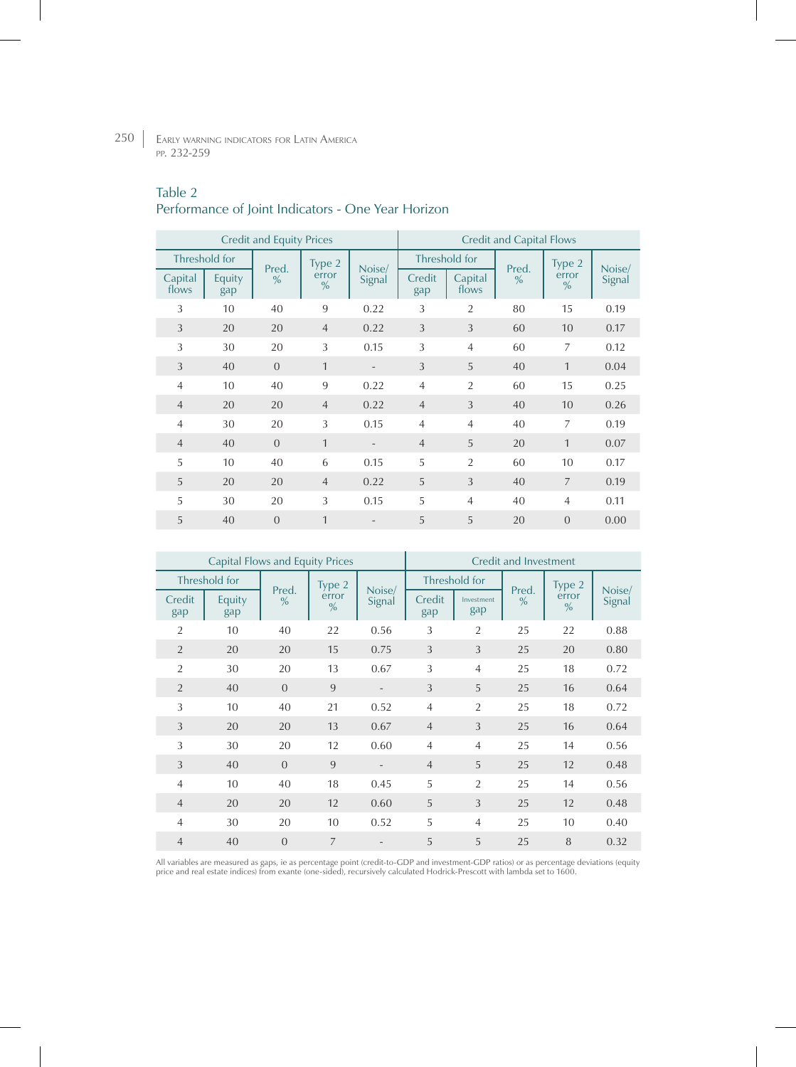Table 2
Performance of Joint Indicators - One Year Horizon

| Credit and Equity Prices | | | | | Credit and Capital Flows | | | | |
|---|---|---|---|---|---|---|---|---|---|
| Threshold for | | Pred. % | Type 2 error % | Noise/ Signal | Threshold for | | Pred. % | Type 2 error % | Noise/ Signal |
| Capital flows | Equity gap | | | | Credit gap | Capital flows | | | |
| 3 | 10 | 40 | 9 | 0.22 | 3 | 2 | 80 | 15 | 0.19 |
| 3 | 20 | 20 | 4 | 0.22 | 3 | 3 | 60 | 10 | 0.17 |
| 3 | 30 | 20 | 3 | 0.15 | 3 | 4 | 60 | 7 | 0.12 |
| 3 | 40 | 0 | 1 | - | 3 | 5 | 40 | 1 | 0.04 |
| 4 | 10 | 40 | 9 | 0.22 | 4 | 2 | 60 | 15 | 0.25 |
| 4 | 20 | 20 | 4 | 0.22 | 4 | 3 | 40 | 10 | 0.26 |
| 4 | 30 | 20 | 3 | 0.15 | 4 | 4 | 40 | 7 | 0.19 |
| 4 | 40 | 0 | 1 | - | 4 | 5 | 20 | 1 | 0.07 |
| 5 | 10 | 40 | 6 | 0.15 | 5 | 2 | 60 | 10 | 0.17 |
| 5 | 20 | 20 | 4 | 0.22 | 5 | 3 | 40 | 7 | 0.19 |
| 5 | 30 | 20 | 3 | 0.15 | 5 | 4 | 40 | 4 | 0.11 |
| 5 | 40 | 0 | 1 | - | 5 | 5 | 20 | 0 | 0.00 |

| Capital Flows and Equity Prices | | | | | Credit and Investment | | | | |
|---|---|---|---|---|---|---|---|---|---|
| Threshold for | | Pred. % | Type 2 error % | Noise/ Signal | Threshold for | | Pred. % | Type 2 error % | Noise/ Signal |
| Credit gap | Equity gap | | | | Credit gap | Investment gap | | | |
| 2 | 10 | 40 | 22 | 0.56 | 3 | 2 | 25 | 22 | 0.88 |
| 2 | 20 | 20 | 15 | 0.75 | 3 | 3 | 25 | 20 | 0.80 |
| 2 | 30 | 20 | 13 | 0.67 | 3 | 4 | 25 | 18 | 0.72 |
| 2 | 40 | 0 | 9 | - | 3 | 5 | 25 | 16 | 0.64 |
| 3 | 10 | 40 | 21 | 0.52 | 4 | 2 | 25 | 18 | 0.72 |
| 3 | 20 | 20 | 13 | 0.67 | 4 | 3 | 25 | 16 | 0.64 |
| 3 | 30 | 20 | 12 | 0.60 | 4 | 4 | 25 | 14 | 0.56 |
| 3 | 40 | 0 | 9 | - | 4 | 5 | 25 | 12 | 0.48 |
| 4 | 10 | 40 | 18 | 0.45 | 5 | 2 | 25 | 14 | 0.56 |
| 4 | 20 | 20 | 12 | 0.60 | 5 | 3 | 25 | 12 | 0.48 |
| 4 | 30 | 20 | 10 | 0.52 | 5 | 4 | 25 | 10 | 0.40 |
| 4 | 40 | 0 | 7 | - | 5 | 5 | 25 | 8 | 0.32 |

All variables are measured as gaps, ie as percentage point (credit-to-GDP and investment-GDP ratios) or as percentage deviations (equity price and real estate indices) from exante (one-sided), recursively calculated Hodrick-Prescott with lambda set to 1600.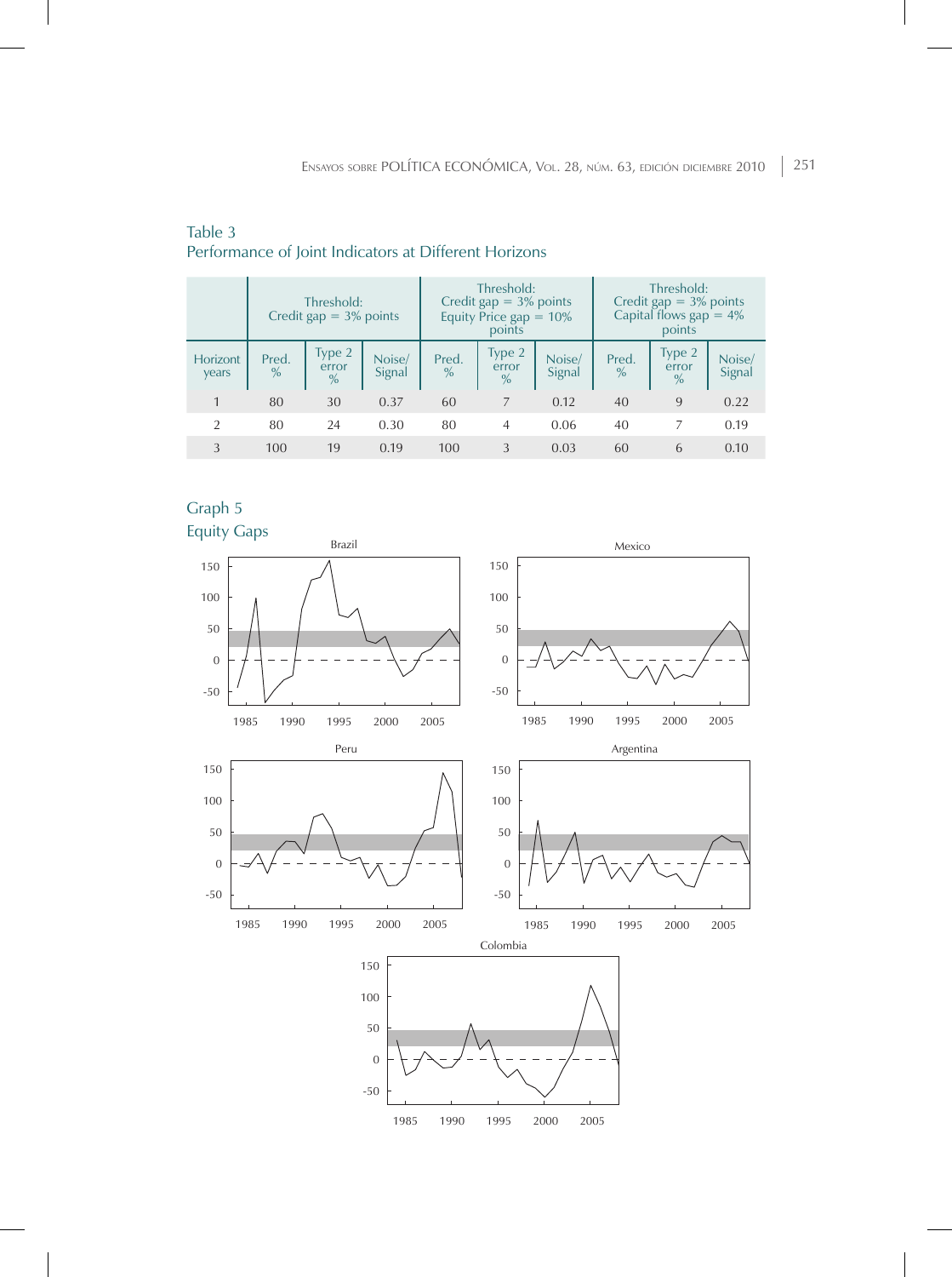Table 3
Performance of Joint Indicators at Different Horizons

| | Threshold: Credit gap = 3% points | | | Threshold: Credit gap = 3% points Equity Price gap = 10% points | | | Threshold: Credit gap = 3% points Capital flows gap = 4% points | | |
|---|---|---|---|---|---|---|---|---|---|
| Horizont years | Pred. % | Type 2 error % | Noise/ Signal | Pred. % | Type 2 error % | Noise/ Signal | Pred. % | Type 2 error % | Noise/ Signal |
| 1 | 80 | 30 | 0.37 | 60 | 7 | 0.12 | 40 | 9 | 0.22 |
| 2 | 80 | 24 | 0.30 | 80 | 4 | 0.06 | 40 | 7 | 0.19 |
| 3 | 100 | 19 | 0.19 | 100 | 3 | 0.03 | 60 | 6 | 0.10 |

Graph 5
Equity Gaps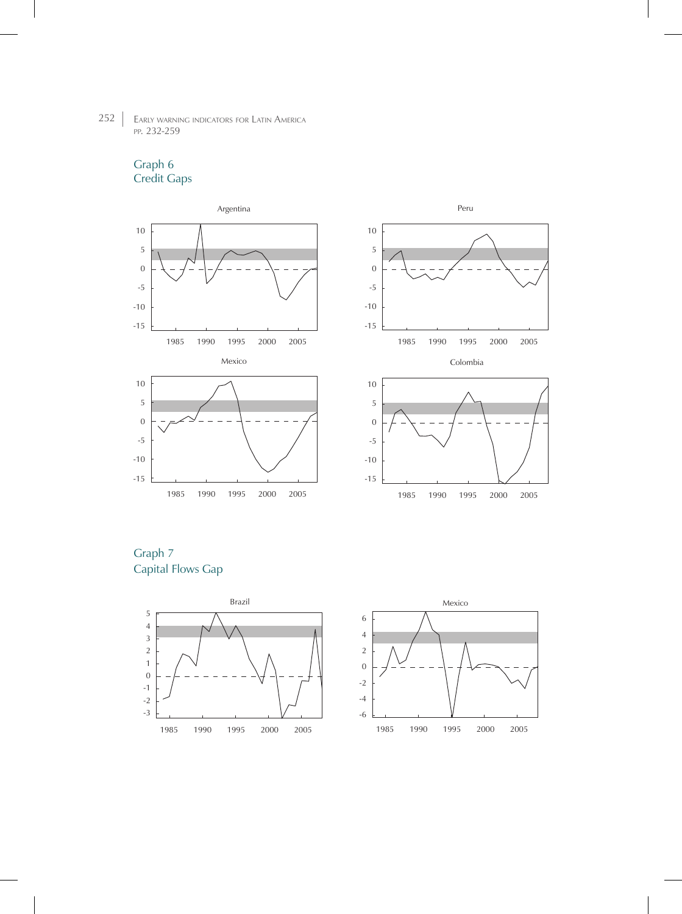## Graph 6
## Credit Gaps

Argentina

Peru

Mexico

Colombia

## Graph 7
## Capital Flows Gap

Brazil

Mexico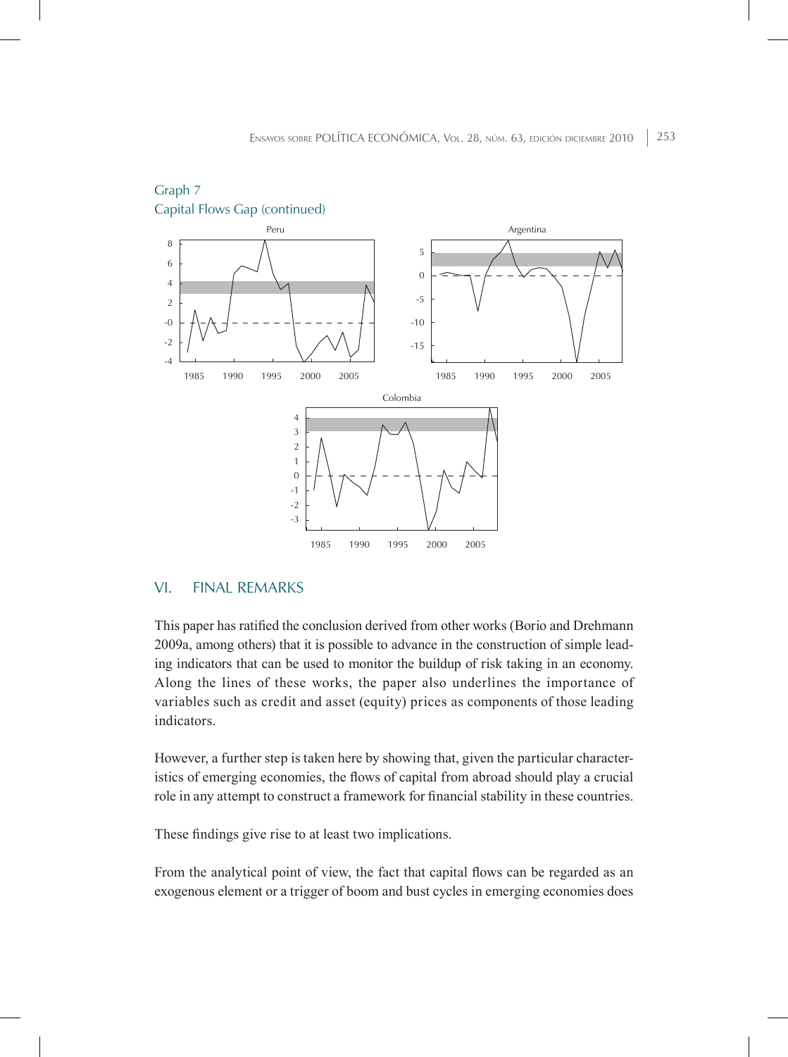Graph 7
Capital Flows Gap (continued)

VI. FINAL REMARKS

This paper has ratified the conclusion derived from other works (Borio and Drehmann 2009a, among others) that it is possible to advance in the construction of simple leading indicators that can be used to monitor the buildup of risk taking in an economy. Along the lines of these works, the paper also underlines the importance of variables such as credit and asset (equity) prices as components of those leading indicators.

However, a further step is taken here by showing that, given the particular characteristics of emerging economies, the flows of capital from abroad should play a crucial role in any attempt to construct a framework for financial stability in these countries.

These findings give rise to at least two implications.

From the analytical point of view, the fact that capital flows can be regarded as an exogenous element or a trigger of boom and bust cycles in emerging economies does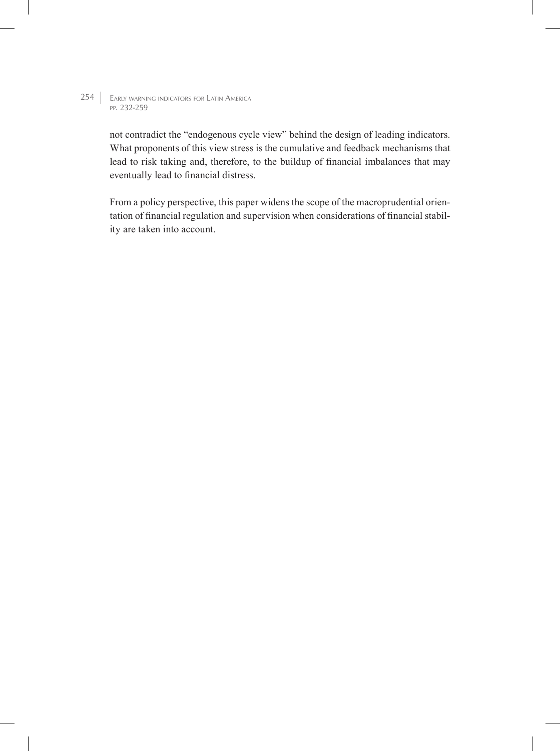not contradict the "endogenous cycle view" behind the design of leading indicators. What proponents of this view stress is the cumulative and feedback mechanisms that lead to risk taking and, therefore, to the buildup of financial imbalances that may eventually lead to financial distress.

From a policy perspective, this paper widens the scope of the macroprudential orientation of financial regulation and supervision when considerations of financial stability are taken into account.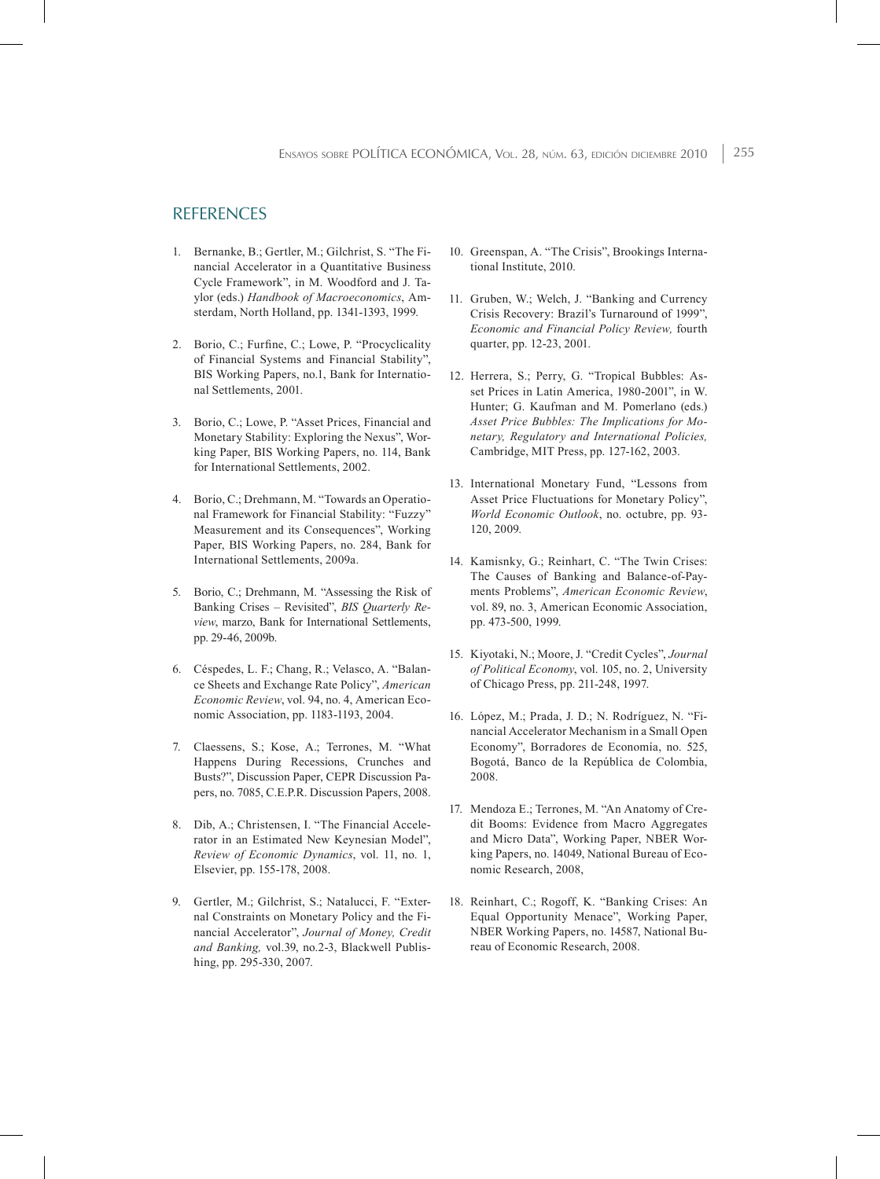## REFERENCES

1. Bernanke, B.; Gertler, M.; Gilchrist, S. "The Financial Accelerator in a Quantitative Business Cycle Framework", in M. Woodford and J. Taylor (eds.) *Handbook of Macroeconomics*, Amsterdam, North Holland, pp. 1341-1393, 1999.

2. Borio, C.; Furfine, C.; Lowe, P. "Procyclicality of Financial Systems and Financial Stability", BIS Working Papers, no.1, Bank for International Settlements, 2001.

3. Borio, C.; Lowe, P. "Asset Prices, Financial and Monetary Stability: Exploring the Nexus", Working Paper, BIS Working Papers, no. 114, Bank for International Settlements, 2002.

4. Borio, C.; Drehmann, M. "Towards an Operational Framework for Financial Stability: "Fuzzy" Measurement and its Consequences", Working Paper, BIS Working Papers, no. 284, Bank for International Settlements, 2009a.

5. Borio, C.; Drehmann, M. "Assessing the Risk of Banking Crises – Revisited", *BIS Quarterly Review*, marzo, Bank for International Settlements, pp. 29-46, 2009b.

6. Céspedes, L. F.; Chang, R.; Velasco, A. "Balance Sheets and Exchange Rate Policy", *American Economic Review*, vol. 94, no. 4, American Economic Association, pp. 1183-1193, 2004.

7. Claessens, S.; Kose, A.; Terrones, M. "What Happens During Recessions, Crunches and Busts?", Discussion Paper, CEPR Discussion Papers, no. 7085, C.E.P.R. Discussion Papers, 2008.

8. Dib, A.; Christensen, I. "The Financial Accelerator in an Estimated New Keynesian Model", *Review of Economic Dynamics*, vol. 11, no. 1, Elsevier, pp. 155-178, 2008.

9. Gertler, M.; Gilchrist, S.; Natalucci, F. "External Constraints on Monetary Policy and the Financial Accelerator", *Journal of Money, Credit and Banking,* vol.39, no.2-3, Blackwell Publishing, pp. 295-330, 2007.

10. Greenspan, A. "The Crisis", Brookings International Institute, 2010.

11. Gruben, W.; Welch, J. "Banking and Currency Crisis Recovery: Brazil's Turnaround of 1999", *Economic and Financial Policy Review,* fourth quarter, pp. 12-23, 2001.

12. Herrera, S.; Perry, G. "Tropical Bubbles: Asset Prices in Latin America, 1980-2001", in W. Hunter; G. Kaufman and M. Pomerlano (eds.) *Asset Price Bubbles: The Implications for Monetary, Regulatory and International Policies,* Cambridge, MIT Press, pp. 127-162, 2003.

13. International Monetary Fund, "Lessons from Asset Price Fluctuations for Monetary Policy", *World Economic Outlook*, no. octubre, pp. 93-120, 2009.

14. Kamisnky, G.; Reinhart, C. "The Twin Crises: The Causes of Banking and Balance-of-Payments Problems", *American Economic Review*, vol. 89, no. 3, American Economic Association, pp. 473-500, 1999.

15. Kiyotaki, N.; Moore, J. "Credit Cycles", *Journal of Political Economy*, vol. 105, no. 2, University of Chicago Press, pp. 211-248, 1997.

16. López, M.; Prada, J. D.; N. Rodríguez, N. "Financial Accelerator Mechanism in a Small Open Economy", Borradores de Economía, no. 525, Bogotá, Banco de la República de Colombia, 2008.

17. Mendoza E.; Terrones, M. "An Anatomy of Credit Booms: Evidence from Macro Aggregates and Micro Data", Working Paper, NBER Working Papers, no. 14049, National Bureau of Economic Research, 2008,

18. Reinhart, C.; Rogoff, K. "Banking Crises: An Equal Opportunity Menace", Working Paper, NBER Working Papers, no. 14587, National Bureau of Economic Research, 2008.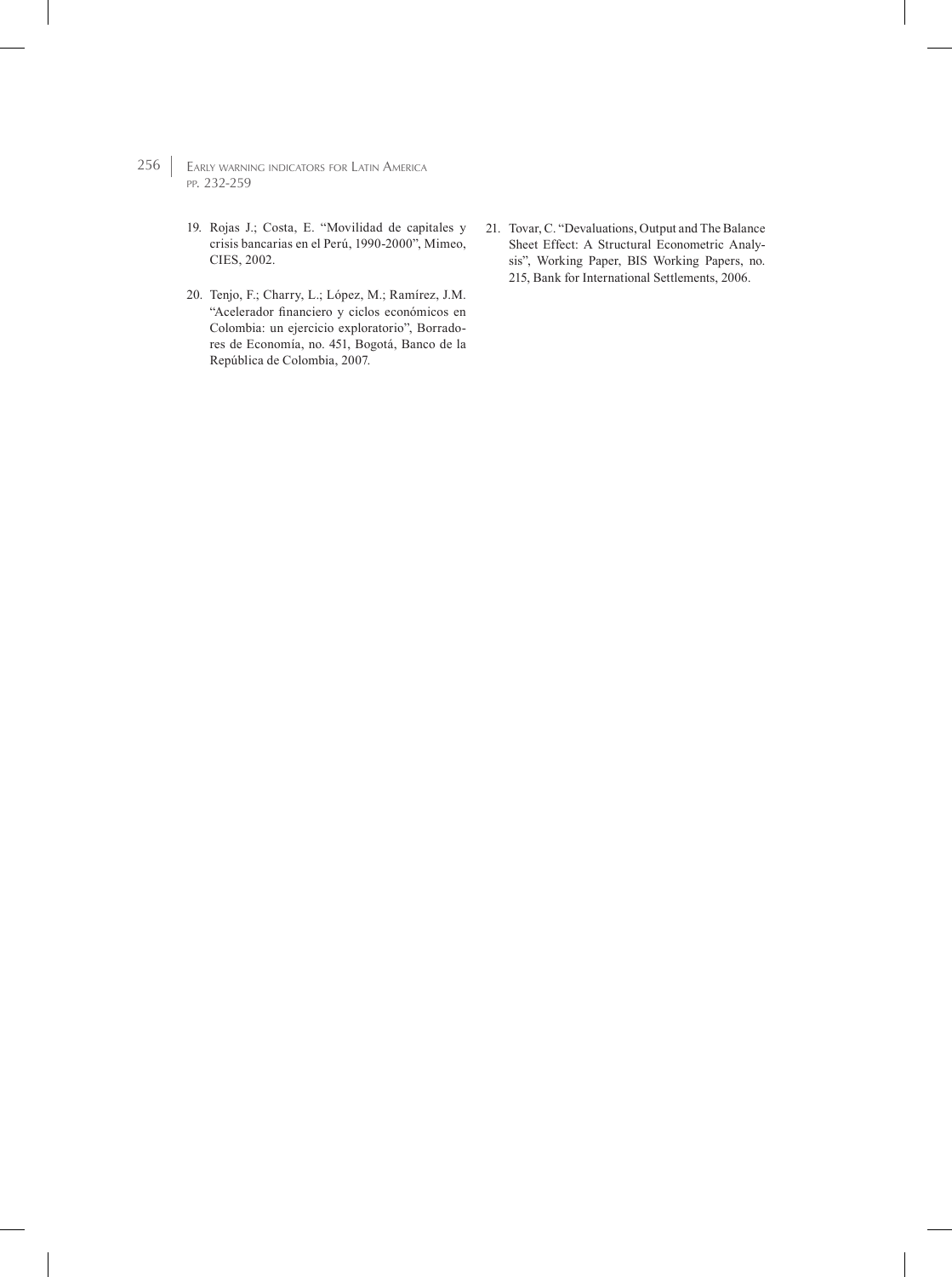19. Rojas J.; Costa, E. "Movilidad de capitales y crisis bancarias en el Perú, 1990-2000", Mimeo, CIES, 2002.

20. Tenjo, F.; Charry, L.; López, M.; Ramírez, J.M. "Acelerador financiero y ciclos económicos en Colombia: un ejercicio exploratorio", Borradores de Economía, no. 451, Bogotá, Banco de la República de Colombia, 2007.

21. Tovar, C. "Devaluations, Output and The Balance Sheet Effect: A Structural Econometric Analysis", Working Paper, BIS Working Papers, no. 215, Bank for International Settlements, 2006.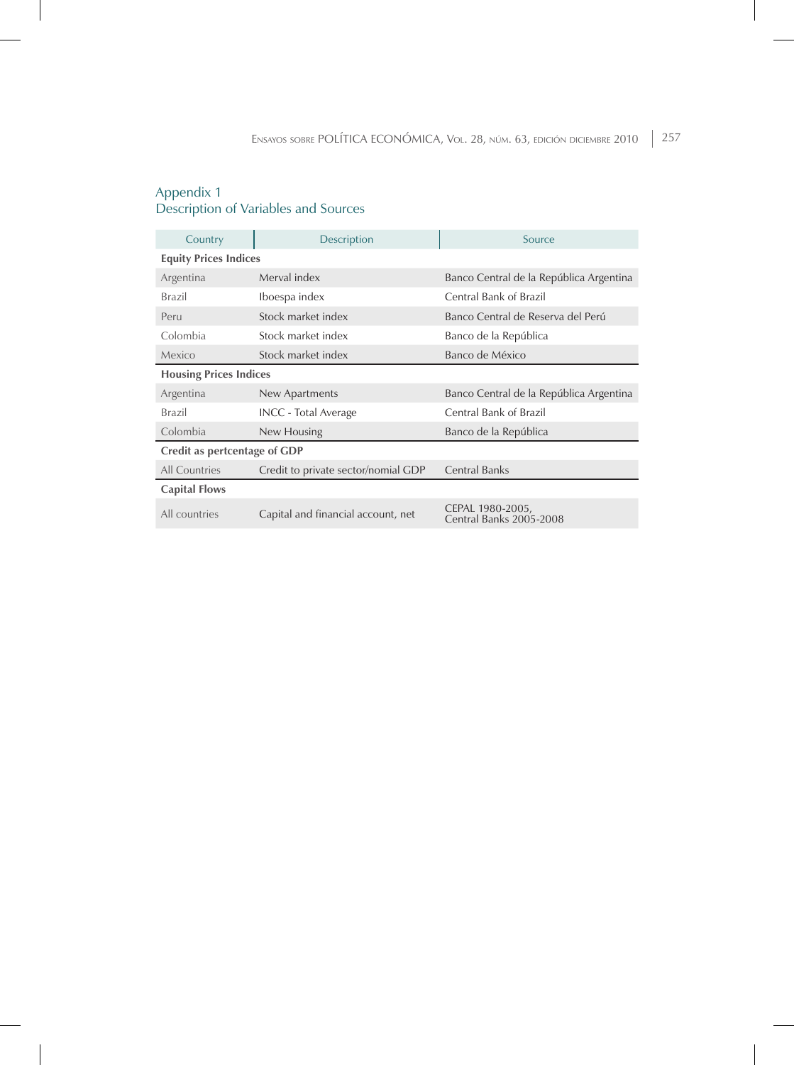## Appendix 1
## Description of Variables and Sources

| Country | Description | Source |
|---|---|---|
| **Equity Prices Indices** | | |
| Argentina | Merval index | Banco Central de la República Argentina |
| Brazil | Iboespa index | Central Bank of Brazil |
| Peru | Stock market index | Banco Central de Reserva del Perú |
| Colombia | Stock market index | Banco de la República |
| Mexico | Stock market index | Banco de México |
| **Housing Prices Indices** | | |
| Argentina | New Apartments | Banco Central de la República Argentina |
| Brazil | INCC - Total Average | Central Bank of Brazil |
| Colombia | New Housing | Banco de la República |
| **Credit as pertcentage of GDP** | | |
| All Countries | Credit to private sector/nomial GDP | Central Banks |
| **Capital Flows** | | |
| All countries | Capital and financial account, net | CEPAL 1980-2005, Central Banks 2005-2008 |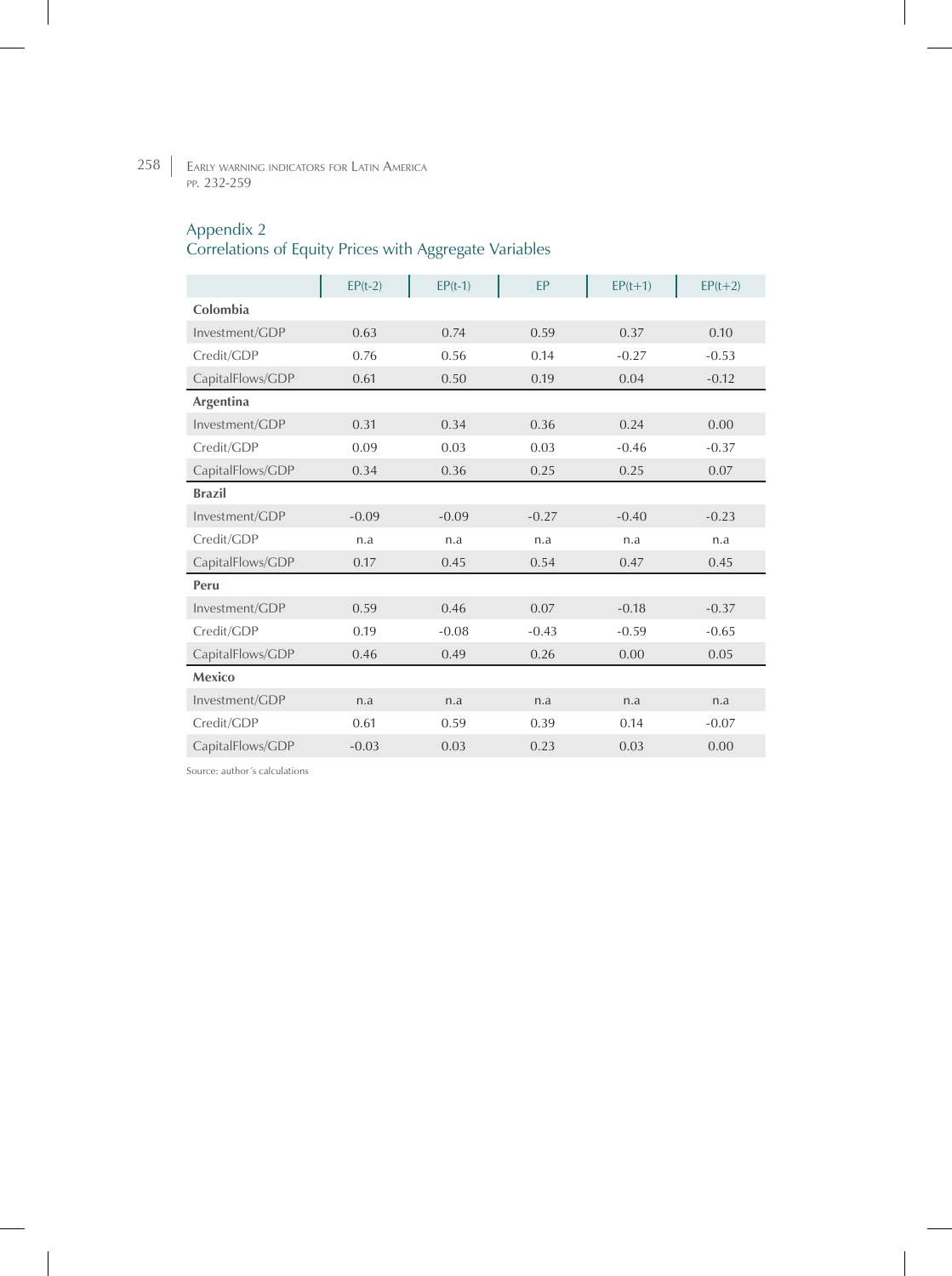## Appendix 2
## Correlations of Equity Prices with Aggregate Variables

| | EP(t-2) | EP(t-1) | EP | EP(t+1) | EP(t+2) |
|---|---|---|---|---|---|
| **Colombia** | | | | | |
| Investment/GDP | 0.63 | 0.74 | 0.59 | 0.37 | 0.10 |
| Credit/GDP | 0.76 | 0.56 | 0.14 | -0.27 | -0.53 |
| CapitalFlows/GDP | 0.61 | 0.50 | 0.19 | 0.04 | -0.12 |
| **Argentina** | | | | | |
| Investment/GDP | 0.31 | 0.34 | 0.36 | 0.24 | 0.00 |
| Credit/GDP | 0.09 | 0.03 | 0.03 | -0.46 | -0.37 |
| CapitalFlows/GDP | 0.34 | 0.36 | 0.25 | 0.25 | 0.07 |
| **Brazil** | | | | | |
| Investment/GDP | -0.09 | -0.09 | -0.27 | -0.40 | -0.23 |
| Credit/GDP | n.a | n.a | n.a | n.a | n.a |
| CapitalFlows/GDP | 0.17 | 0.45 | 0.54 | 0.47 | 0.45 |
| **Peru** | | | | | |
| Investment/GDP | 0.59 | 0.46 | 0.07 | -0.18 | -0.37 |
| Credit/GDP | 0.19 | -0.08 | -0.43 | -0.59 | -0.65 |
| CapitalFlows/GDP | 0.46 | 0.49 | 0.26 | 0.00 | 0.05 |
| **Mexico** | | | | | |
| Investment/GDP | n.a | n.a | n.a | n.a | n.a |
| Credit/GDP | 0.61 | 0.59 | 0.39 | 0.14 | -0.07 |
| CapitalFlows/GDP | -0.03 | 0.03 | 0.23 | 0.03 | 0.00 |

Source: author´s calculations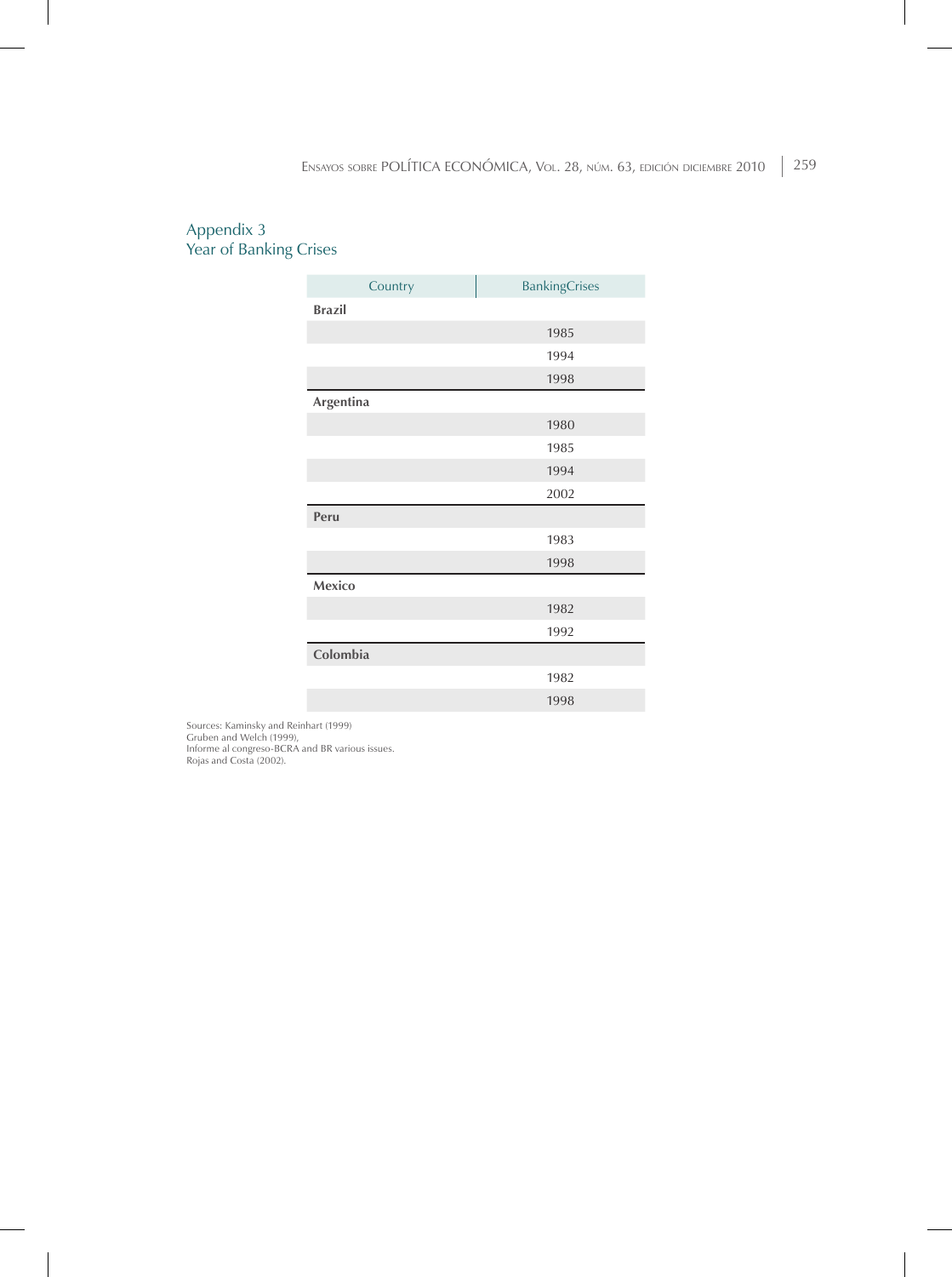## Appendix 3
## Year of Banking Crises

| Country | BankingCrises |
|---|---|
| **Brazil** | |
| | 1985 |
| | 1994 |
| | 1998 |
| **Argentina** | |
| | 1980 |
| | 1985 |
| | 1994 |
| | 2002 |
| **Peru** | |
| | 1983 |
| | 1998 |
| **Mexico** | |
| | 1982 |
| | 1992 |
| **Colombia** | |
| | 1982 |
| | 1998 |

Sources: Kaminsky and Reinhart (1999)
Gruben and Welch (1999),
Informe al congreso-BCRA and BR various issues.
Rojas and Costa (2002).